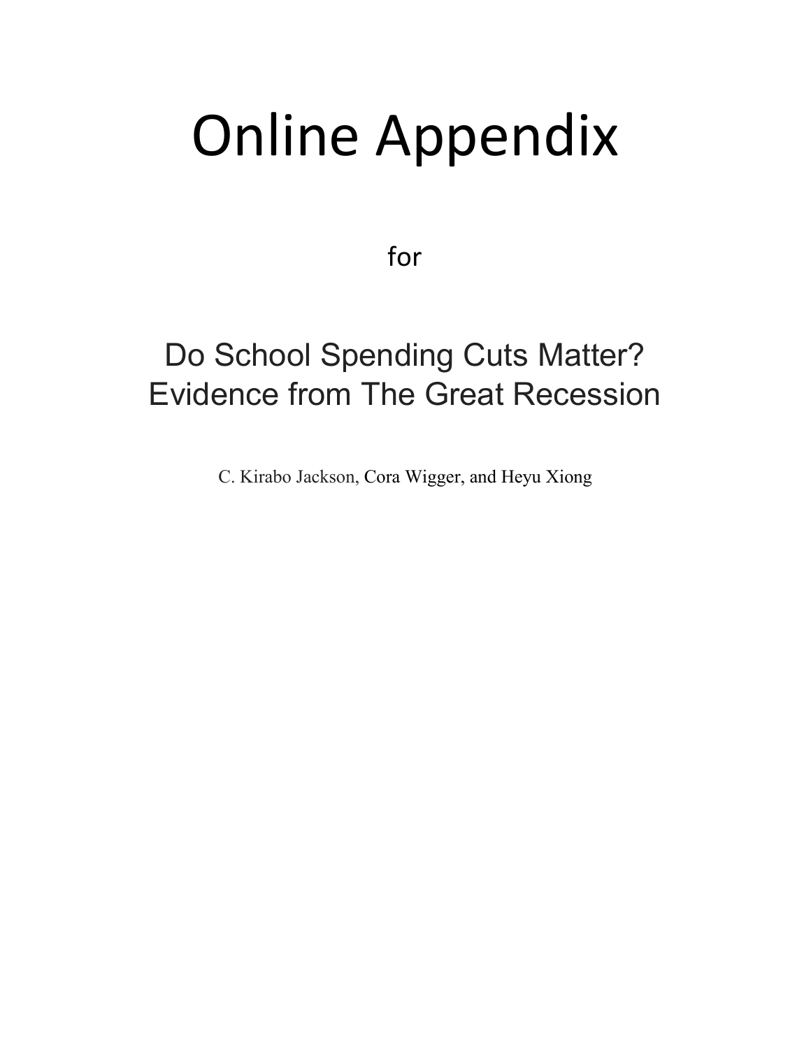# Online Appendix

for

## Do School Spending Cuts Matter? Evidence from The Great Recession

C. Kirabo Jackson, Cora Wigger, and Heyu Xiong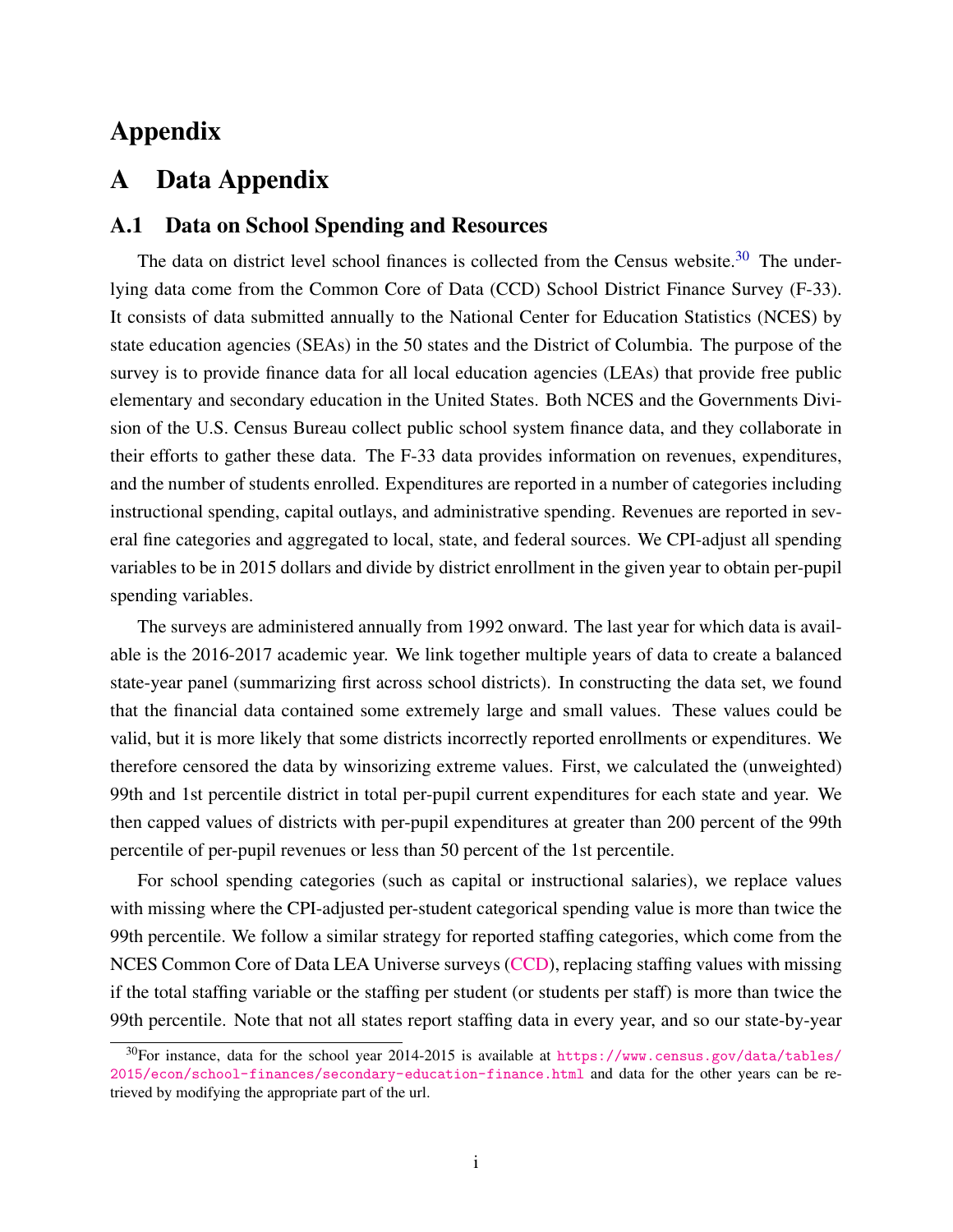# Appendix

# A Data Appendix

## A.1 Data on School Spending and Resources

The data on district level school finances is collected from the Census website.[30] The underlying data come from the Common Core of Data (CCD) School District Finance Survey (F-33). It consists of data submitted annually to the National Center for Education Statistics (NCES) by state education agencies (SEAs) in the 50 states and the District of Columbia. The purpose of the survey is to provide finance data for all local education agencies (LEAs) that provide free public elementary and secondary education in the United States. Both NCES and the Governments Division of the U.S. Census Bureau collect public school system finance data, and they collaborate in their efforts to gather these data. The F-33 data provides information on revenues, expenditures, and the number of students enrolled. Expenditures are reported in a number of categories including instructional spending, capital outlays, and administrative spending. Revenues are reported in several fine categories and aggregated to local, state, and federal sources. We CPI-adjust all spending variables to be in 2015 dollars and divide by district enrollment in the given year to obtain per-pupil spending variables.

The surveys are administered annually from 1992 onward. The last year for which data is available is the 2016-2017 academic year. We link together multiple years of data to create a balanced state-year panel (summarizing first across school districts). In constructing the data set, we found that the financial data contained some extremely large and small values. These values could be valid, but it is more likely that some districts incorrectly reported enrollments or expenditures. We therefore censored the data by winsorizing extreme values. First, we calculated the (unweighted) 99th and 1st percentile district in total per-pupil current expenditures for each state and year. We then capped values of districts with per-pupil expenditures at greater than 200 percent of the 99th percentile of per-pupil revenues or less than 50 percent of the 1st percentile.

For school spending categories (such as capital or instructional salaries), we replace values with missing where the CPI-adjusted per-student categorical spending value is more than twice the 99th percentile. We follow a similar strategy for reported staffing categories, which come from the NCES Common Core of Data LEA Universe surveys (CCD), replacing staffing values with missing if the total staffing variable or the staffing per student (or students per staff) is more than twice the 99th percentile. Note that not all states report staffing data in every year, and so our state-by-year

[30] For instance, data for the school year 2014-2015 is available at https://www.census.gov/data/tables/2015/econ/school-finances/secondary-education-finance.html and data for the other years can be retrieved by modifying the appropriate part of the url.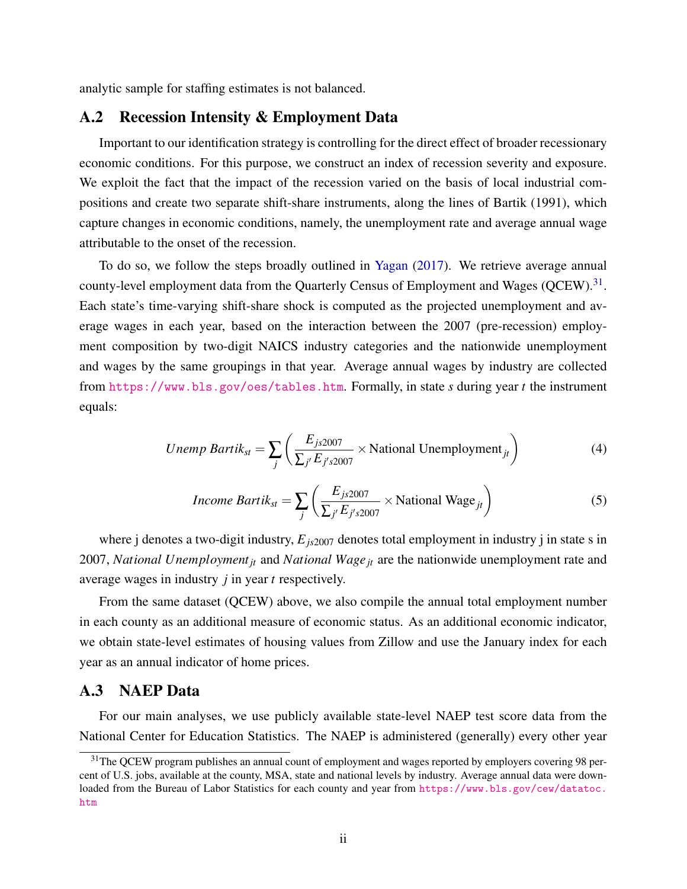analytic sample for staffing estimates is not balanced.

## A.2 Recession Intensity & Employment Data

Important to our identification strategy is controlling for the direct effect of broader recessionary economic conditions. For this purpose, we construct an index of recession severity and exposure. We exploit the fact that the impact of the recession varied on the basis of local industrial compositions and create two separate shift-share instruments, along the lines of Bartik (1991), which capture changes in economic conditions, namely, the unemployment rate and average annual wage attributable to the onset of the recession.

To do so, we follow the steps broadly outlined in Yagan (2017). We retrieve average annual county-level employment data from the Quarterly Census of Employment and Wages (QCEW).[31]. Each state's time-varying shift-share shock is computed as the projected unemployment and average wages in each year, based on the interaction between the 2007 (pre-recession) employment composition by two-digit NAICS industry categories and the nationwide unemployment and wages by the same groupings in that year. Average annual wages by industry are collected from https://www.bls.gov/oes/tables.htm. Formally, in state $s$ during year $t$ the instrument equals:

$$Unemp\ Bartik_{st} = \sum_{j} \left( \frac{E_{js2007}}{\sum_{j'} E_{j's2007}} \times \text{National Unemployment}_{jt} \right) \tag{4}$$

$$Income\ Bartik_{st} = \sum_{j} \left( \frac{E_{js2007}}{\sum_{j'} E_{j's2007}} \times \text{National Wage}_{jt} \right) \tag{5}$$

where j denotes a two-digit industry, $E_{js2007}$ denotes total employment in industry j in state s in 2007, $National\ Unemployment_{jt}$ and $National\ Wage_{jt}$ are the nationwide unemployment rate and average wages in industry $j$ in year $t$ respectively.

From the same dataset (QCEW) above, we also compile the annual total employment number in each county as an additional measure of economic status. As an additional economic indicator, we obtain state-level estimates of housing values from Zillow and use the January index for each year as an annual indicator of home prices.

## A.3 NAEP Data

For our main analyses, we use publicly available state-level NAEP test score data from the National Center for Education Statistics. The NAEP is administered (generally) every other year

[31] The QCEW program publishes an annual count of employment and wages reported by employers covering 98 percent of U.S. jobs, available at the county, MSA, state and national levels by industry. Average annual data were downloaded from the Bureau of Labor Statistics for each county and year from https://www.bls.gov/cew/datatoc.htm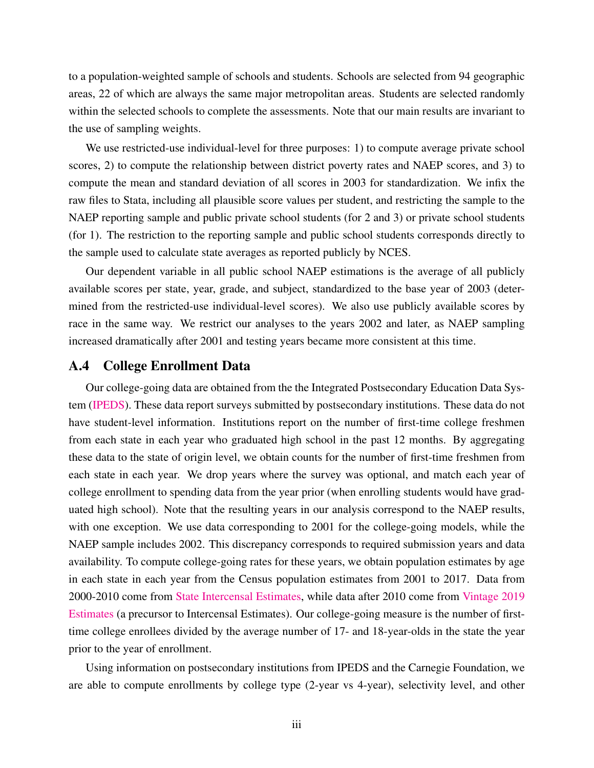to a population-weighted sample of schools and students. Schools are selected from 94 geographic areas, 22 of which are always the same major metropolitan areas. Students are selected randomly within the selected schools to complete the assessments. Note that our main results are invariant to the use of sampling weights.

We use restricted-use individual-level for three purposes: 1) to compute average private school scores, 2) to compute the relationship between district poverty rates and NAEP scores, and 3) to compute the mean and standard deviation of all scores in 2003 for standardization. We infix the raw files to Stata, including all plausible score values per student, and restricting the sample to the NAEP reporting sample and public private school students (for 2 and 3) or private school students (for 1). The restriction to the reporting sample and public school students corresponds directly to the sample used to calculate state averages as reported publicly by NCES.

Our dependent variable in all public school NAEP estimations is the average of all publicly available scores per state, year, grade, and subject, standardized to the base year of 2003 (determined from the restricted-use individual-level scores). We also use publicly available scores by race in the same way. We restrict our analyses to the years 2002 and later, as NAEP sampling increased dramatically after 2001 and testing years became more consistent at this time.

## A.4 College Enrollment Data

Our college-going data are obtained from the the Integrated Postsecondary Education Data System (IPEDS). These data report surveys submitted by postsecondary institutions. These data do not have student-level information. Institutions report on the number of first-time college freshmen from each state in each year who graduated high school in the past 12 months. By aggregating these data to the state of origin level, we obtain counts for the number of first-time freshmen from each state in each year. We drop years where the survey was optional, and match each year of college enrollment to spending data from the year prior (when enrolling students would have graduated high school). Note that the resulting years in our analysis correspond to the NAEP results, with one exception. We use data corresponding to 2001 for the college-going models, while the NAEP sample includes 2002. This discrepancy corresponds to required submission years and data availability. To compute college-going rates for these years, we obtain population estimates by age in each state in each year from the Census population estimates from 2001 to 2017. Data from 2000-2010 come from State Intercensal Estimates, while data after 2010 come from Vintage 2019 Estimates (a precursor to Intercensal Estimates). Our college-going measure is the number of first-time college enrollees divided by the average number of 17- and 18-year-olds in the state the year prior to the year of enrollment.

Using information on postsecondary institutions from IPEDS and the Carnegie Foundation, we are able to compute enrollments by college type (2-year vs 4-year), selectivity level, and other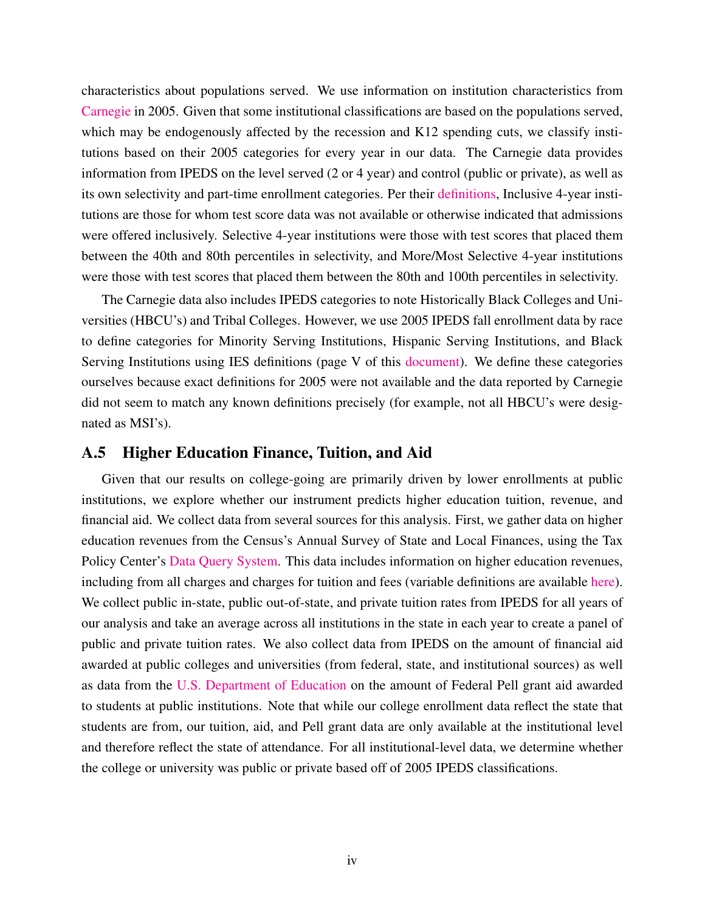characteristics about populations served. We use information on institution characteristics from Carnegie in 2005. Given that some institutional classifications are based on the populations served, which may be endogenously affected by the recession and K12 spending cuts, we classify institutions based on their 2005 categories for every year in our data. The Carnegie data provides information from IPEDS on the level served (2 or 4 year) and control (public or private), as well as its own selectivity and part-time enrollment categories. Per their definitions, Inclusive 4-year institutions are those for whom test score data was not available or otherwise indicated that admissions were offered inclusively. Selective 4-year institutions were those with test scores that placed them between the 40th and 80th percentiles in selectivity, and More/Most Selective 4-year institutions were those with test scores that placed them between the 80th and 100th percentiles in selectivity.

The Carnegie data also includes IPEDS categories to note Historically Black Colleges and Universities (HBCU's) and Tribal Colleges. However, we use 2005 IPEDS fall enrollment data by race to define categories for Minority Serving Institutions, Hispanic Serving Institutions, and Black Serving Institutions using IES definitions (page V of this document). We define these categories ourselves because exact definitions for 2005 were not available and the data reported by Carnegie did not seem to match any known definitions precisely (for example, not all HBCU's were designated as MSI's).

## A.5 Higher Education Finance, Tuition, and Aid

Given that our results on college-going are primarily driven by lower enrollments at public institutions, we explore whether our instrument predicts higher education tuition, revenue, and financial aid. We collect data from several sources for this analysis. First, we gather data on higher education revenues from the Census's Annual Survey of State and Local Finances, using the Tax Policy Center's Data Query System. This data includes information on higher education revenues, including from all charges and charges for tuition and fees (variable definitions are available here). We collect public in-state, public out-of-state, and private tuition rates from IPEDS for all years of our analysis and take an average across all institutions in the state in each year to create a panel of public and private tuition rates. We also collect data from IPEDS on the amount of financial aid awarded at public colleges and universities (from federal, state, and institutional sources) as well as data from the U.S. Department of Education on the amount of Federal Pell grant aid awarded to students at public institutions. Note that while our college enrollment data reflect the state that students are from, our tuition, aid, and Pell grant data are only available at the institutional level and therefore reflect the state of attendance. For all institutional-level data, we determine whether the college or university was public or private based off of 2005 IPEDS classifications.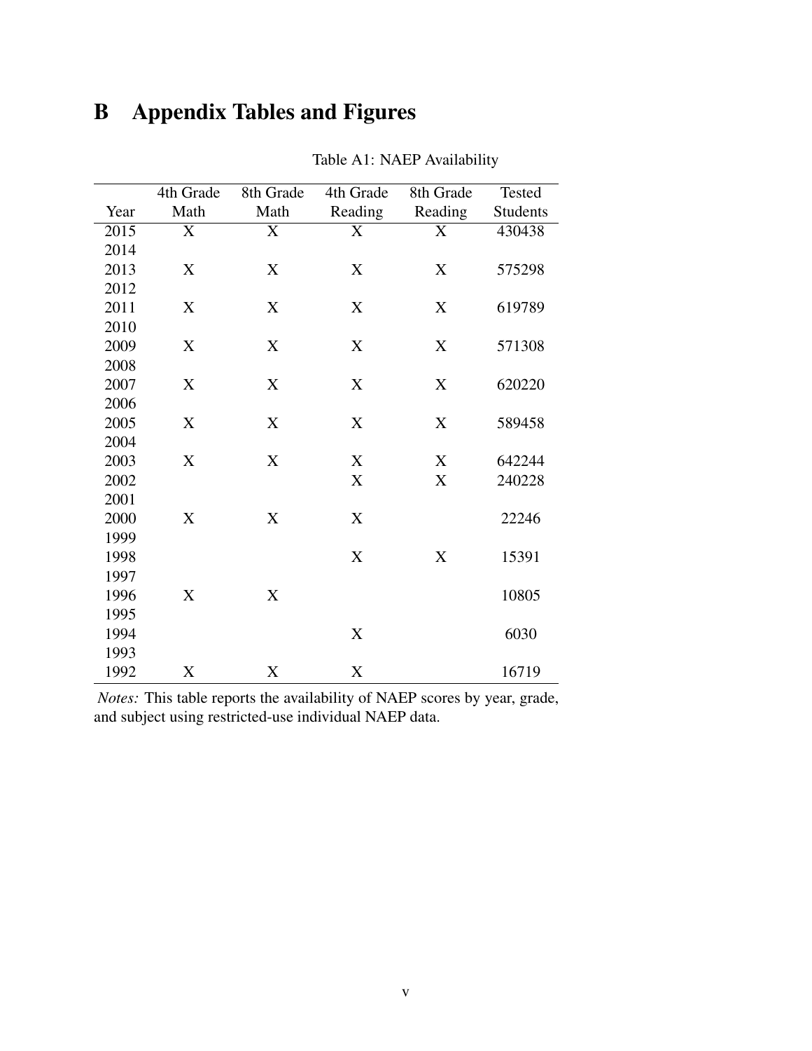# B Appendix Tables and Figures

Table A1: NAEP Availability

| Year | 4th Grade Math | 8th Grade Math | 4th Grade Reading | 8th Grade Reading | Tested Students |
|---|---|---|---|---|---|
| 2015 | X | X | X | X | 430438 |
| 2014 | | | | | |
| 2013 | X | X | X | X | 575298 |
| 2012 | | | | | |
| 2011 | X | X | X | X | 619789 |
| 2010 | | | | | |
| 2009 | X | X | X | X | 571308 |
| 2008 | | | | | |
| 2007 | X | X | X | X | 620220 |
| 2006 | | | | | |
| 2005 | X | X | X | X | 589458 |
| 2004 | | | | | |
| 2003 | X | X | X | X | 642244 |
| 2002 | | | X | X | 240228 |
| 2001 | | | | | |
| 2000 | X | X | X | | 22246 |
| 1999 | | | | | |
| 1998 | | | X | X | 15391 |
| 1997 | | | | | |
| 1996 | X | X | | | 10805 |
| 1995 | | | | | |
| 1994 | | | X | | 6030 |
| 1993 | | | | | |
| 1992 | X | X | X | | 16719 |

*Notes:* This table reports the availability of NAEP scores by year, grade, and subject using restricted-use individual NAEP data.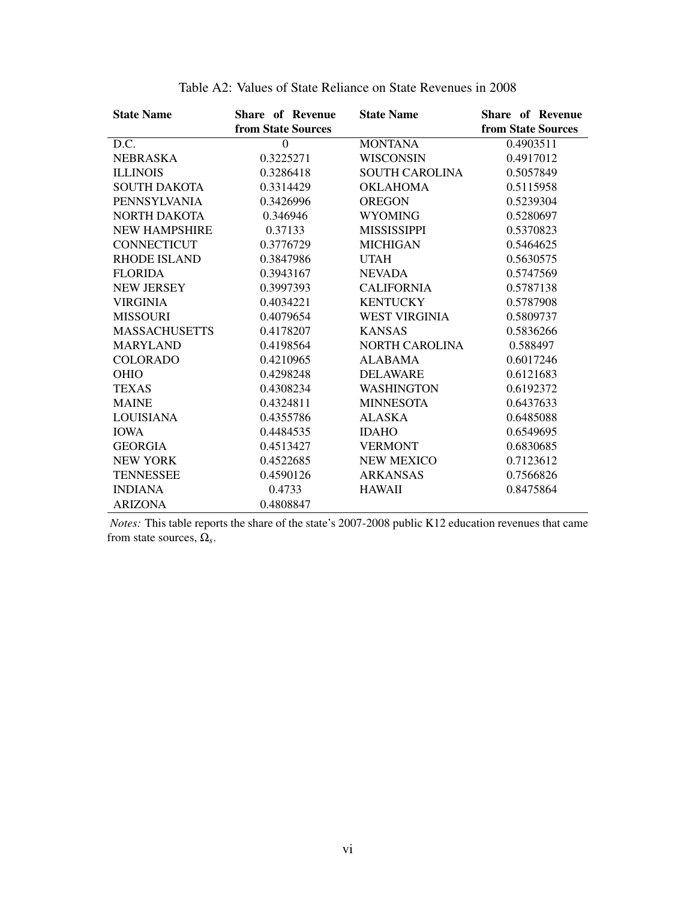Table A2: Values of State Reliance on State Revenues in 2008

| State Name | Share of Revenue from State Sources | State Name | Share of Revenue from State Sources |
|---|---|---|---|
| D.C. | 0 | MONTANA | 0.4903511 |
| NEBRASKA | 0.3225271 | WISCONSIN | 0.4917012 |
| ILLINOIS | 0.3286418 | SOUTH CAROLINA | 0.5057849 |
| SOUTH DAKOTA | 0.3314429 | OKLAHOMA | 0.5115958 |
| PENNSYLVANIA | 0.3426996 | OREGON | 0.5239304 |
| NORTH DAKOTA | 0.346946 | WYOMING | 0.5280697 |
| NEW HAMPSHIRE | 0.37133 | MISSISSIPPI | 0.5370823 |
| CONNECTICUT | 0.3776729 | MICHIGAN | 0.5464625 |
| RHODE ISLAND | 0.3847986 | UTAH | 0.5630575 |
| FLORIDA | 0.3943167 | NEVADA | 0.5747569 |
| NEW JERSEY | 0.3997393 | CALIFORNIA | 0.5787138 |
| VIRGINIA | 0.4034221 | KENTUCKY | 0.5787908 |
| MISSOURI | 0.4079654 | WEST VIRGINIA | 0.5809737 |
| MASSACHUSETTS | 0.4178207 | KANSAS | 0.5836266 |
| MARYLAND | 0.4198564 | NORTH CAROLINA | 0.588497 |
| COLORADO | 0.4210965 | ALABAMA | 0.6017246 |
| OHIO | 0.4298248 | DELAWARE | 0.6121683 |
| TEXAS | 0.4308234 | WASHINGTON | 0.6192372 |
| MAINE | 0.4324811 | MINNESOTA | 0.6437633 |
| LOUISIANA | 0.4355786 | ALASKA | 0.6485088 |
| IOWA | 0.4484535 | IDAHO | 0.6549695 |
| GEORGIA | 0.4513427 | VERMONT | 0.6830685 |
| NEW YORK | 0.4522685 | NEW MEXICO | 0.7123612 |
| TENNESSEE | 0.4590126 | ARKANSAS | 0.7566826 |
| INDIANA | 0.4733 | HAWAII | 0.8475864 |
| ARIZONA | 0.4808847 | | |

*Notes:* This table reports the share of the state's 2007-2008 public K12 education revenues that came from state sources, $\Omega_s$.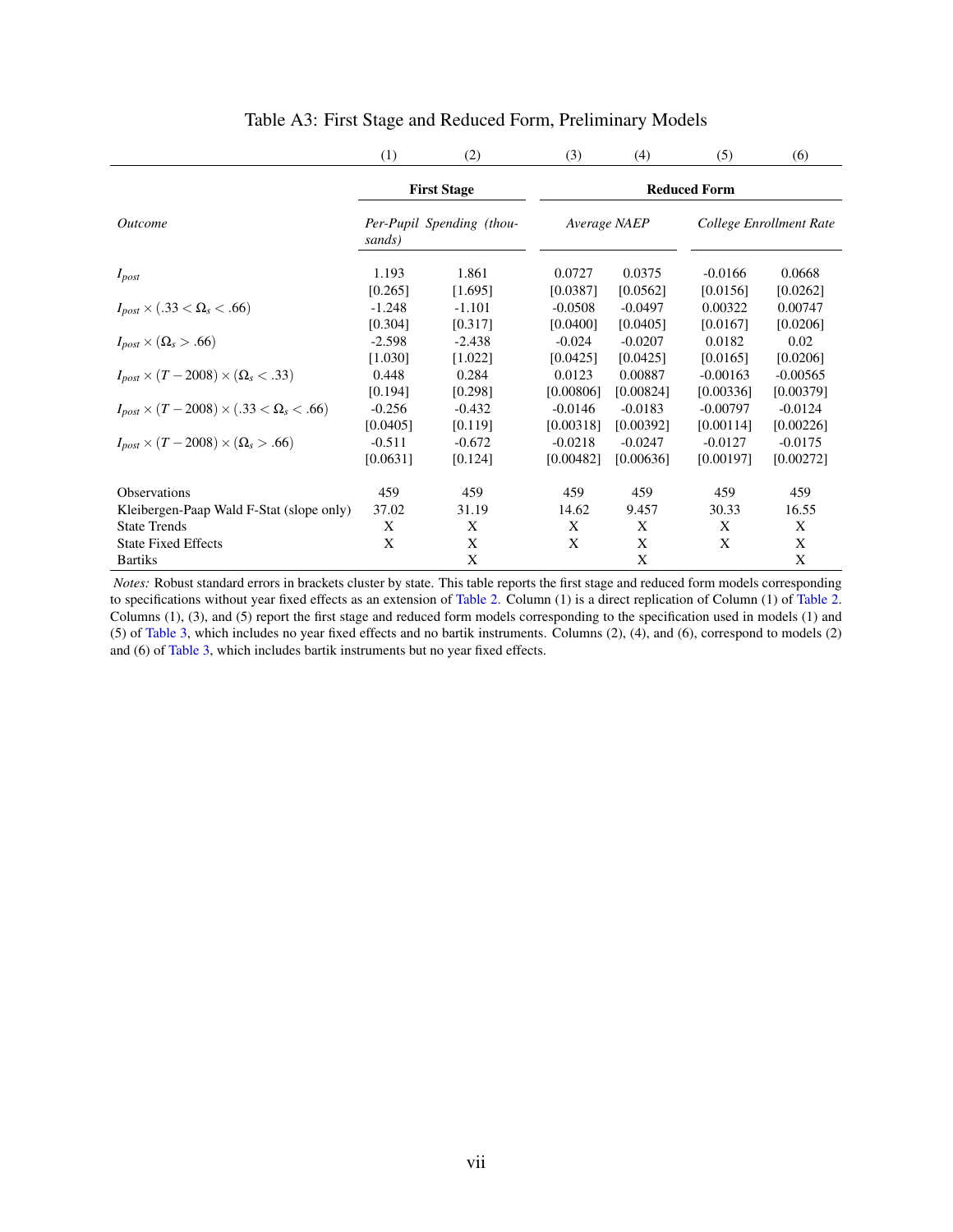# Table A3: First Stage and Reduced Form, Preliminary Models

| | (1) | (2) | (3) | (4) | (5) | (6) |
|---|---|---|---|---|---|---|
| | **First Stage** | | **Reduced Form** | | | |
| *Outcome* | *Per-Pupil Spending (thousands)* | | *Average NAEP* | | *College Enrollment Rate* | |
| $I_{post}$ | 1.193 | 1.861 | 0.0727 | 0.0375 | -0.0166 | 0.0668 |
| | [0.265] | [1.695] | [0.0387] | [0.0562] | [0.0156] | [0.0262] |
| $I_{post} \times (.33 < \Omega_s < .66)$ | -1.248 | -1.101 | -0.0508 | -0.0497 | 0.00322 | 0.00747 |
| | [0.304] | [0.317] | [0.0400] | [0.0405] | [0.0167] | [0.0206] |
| $I_{post} \times (\Omega_s > .66)$ | -2.598 | -2.438 | -0.024 | -0.0207 | 0.0182 | 0.02 |
| | [1.030] | [1.022] | [0.0425] | [0.0425] | [0.0165] | [0.0206] |
| $I_{post} \times (T - 2008) \times (\Omega_s < .33)$ | 0.448 | 0.284 | 0.0123 | 0.00887 | -0.00163 | -0.00565 |
| | [0.194] | [0.298] | [0.00806] | [0.00824] | [0.00336] | [0.00379] |
| $I_{post} \times (T - 2008) \times (.33 < \Omega_s < .66)$ | -0.256 | -0.432 | -0.0146 | -0.0183 | -0.00797 | -0.0124 |
| | [0.0405] | [0.119] | [0.00318] | [0.00392] | [0.00114] | [0.00226] |
| $I_{post} \times (T - 2008) \times (\Omega_s > .66)$ | -0.511 | -0.672 | -0.0218 | -0.0247 | -0.0127 | -0.0175 |
| | [0.0631] | [0.124] | [0.00482] | [0.00636] | [0.00197] | [0.00272] |
| Observations | 459 | 459 | 459 | 459 | 459 | 459 |
| Kleibergen-Paap Wald F-Stat (slope only) | 37.02 | 31.19 | 14.62 | 9.457 | 30.33 | 16.55 |
| State Trends | X | X | X | X | X | X |
| State Fixed Effects | X | X | X | X | X | X |
| Bartiks | | X | | X | | X |

*Notes:* Robust standard errors in brackets cluster by state. This table reports the first stage and reduced form models corresponding to specifications without year fixed effects as an extension of Table 2. Column (1) is a direct replication of Column (1) of Table 2. Columns (1), (3), and (5) report the first stage and reduced form models corresponding to the specification used in models (1) and (5) of Table 3, which includes no year fixed effects and no bartik instruments. Columns (2), (4), and (6), correspond to models (2) and (6) of Table 3, which includes bartik instruments but no year fixed effects.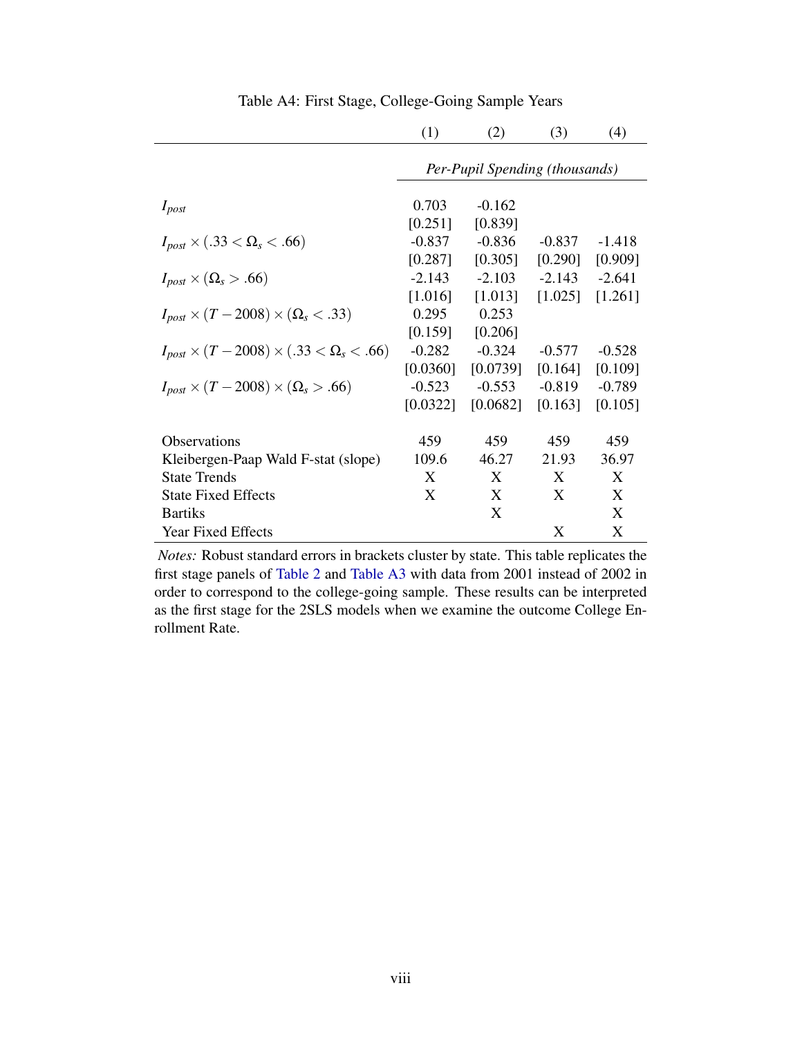Table A4: First Stage, College-Going Sample Years

| | (1) | (2) | (3) | (4) |
|---|---|---|---|---|
| | *Per-Pupil Spending (thousands)* | | | |
| $I_{post}$ | 0.703 | -0.162 | | |
| | [0.251] | [0.839] | | |
| $I_{post} \times (.33 < \Omega_s < .66)$ | -0.837 | -0.836 | -0.837 | -1.418 |
| | [0.287] | [0.305] | [0.290] | [0.909] |
| $I_{post} \times (\Omega_s > .66)$ | -2.143 | -2.103 | -2.143 | -2.641 |
| | [1.016] | [1.013] | [1.025] | [1.261] |
| $I_{post} \times (T - 2008) \times (\Omega_s < .33)$ | 0.295 | 0.253 | | |
| | [0.159] | [0.206] | | |
| $I_{post} \times (T - 2008) \times (.33 < \Omega_s < .66)$ | -0.282 | -0.324 | -0.577 | -0.528 |
| | [0.0360] | [0.0739] | [0.164] | [0.109] |
| $I_{post} \times (T - 2008) \times (\Omega_s > .66)$ | -0.523 | -0.553 | -0.819 | -0.789 |
| | [0.0322] | [0.0682] | [0.163] | [0.105] |
| Observations | 459 | 459 | 459 | 459 |
| Kleibergen-Paap Wald F-stat (slope) | 109.6 | 46.27 | 21.93 | 36.97 |
| State Trends | X | X | X | X |
| State Fixed Effects | X | X | X | X |
| Bartiks | | X | | X |
| Year Fixed Effects | | | X | X |

*Notes:* Robust standard errors in brackets cluster by state. This table replicates the first stage panels of Table 2 and Table A3 with data from 2001 instead of 2002 in order to correspond to the college-going sample. These results can be interpreted as the first stage for the 2SLS models when we examine the outcome College Enrollment Rate.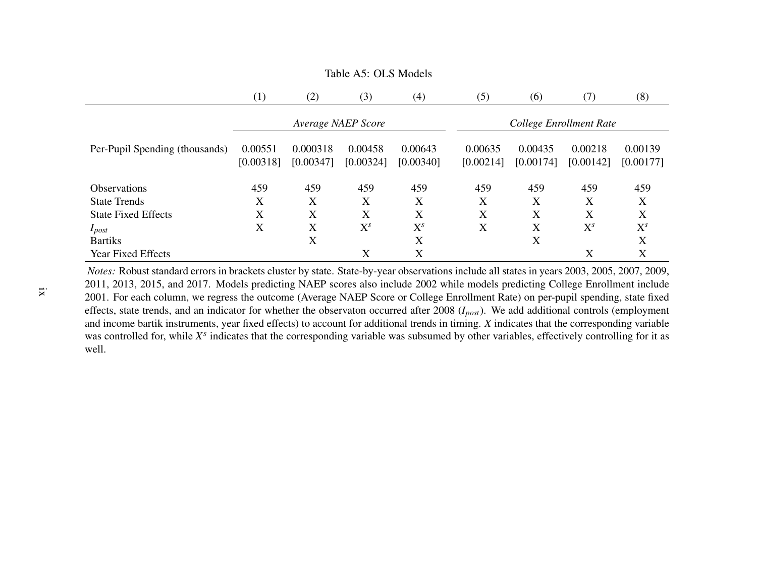Table A5: OLS Models

| | (1) | (2) | (3) | (4) | (5) | (6) | (7) | (8) |
|---|---|---|---|---|---|---|---|---|
| | *Average NAEP Score* | | | | *College Enrollment Rate* | | | |
| Per-Pupil Spending (thousands) | 0.00551 | 0.000318 | 0.00458 | 0.00643 | 0.00635 | 0.00435 | 0.00218 | 0.00139 |
| | [0.00318] | [0.00347] | [0.00324] | [0.00340] | [0.00214] | [0.00174] | [0.00142] | [0.00177] |
| Observations | 459 | 459 | 459 | 459 | 459 | 459 | 459 | 459 |
| State Trends | X | X | X | X | X | X | X | X |
| State Fixed Effects | X | X | X | X | X | X | X | X |
| $I_{post}$ | X | X | $X^s$ | $X^s$ | X | X | $X^s$ | $X^s$ |
| Bartiks | | X | | X | | X | | X |
| Year Fixed Effects | | | X | X | | | X | X |

*Notes:* Robust standard errors in brackets cluster by state. State-by-year observations include all states in years 2003, 2005, 2007, 2009, 2011, 2013, 2015, and 2017. Models predicting NAEP scores also include 2002 while models predicting College Enrollment include 2001. For each column, we regress the outcome (Average NAEP Score or College Enrollment Rate) on per-pupil spending, state fixed effects, state trends, and an indicator for whether the observaton occurred after 2008 ($I_{post}$). We add additional controls (employment and income bartik instruments, year fixed effects) to account for additional trends in timing. *X* indicates that the corresponding variable was controlled for, while $X^s$ indicates that the corresponding variable was subsumed by other variables, effectively controlling for it as well.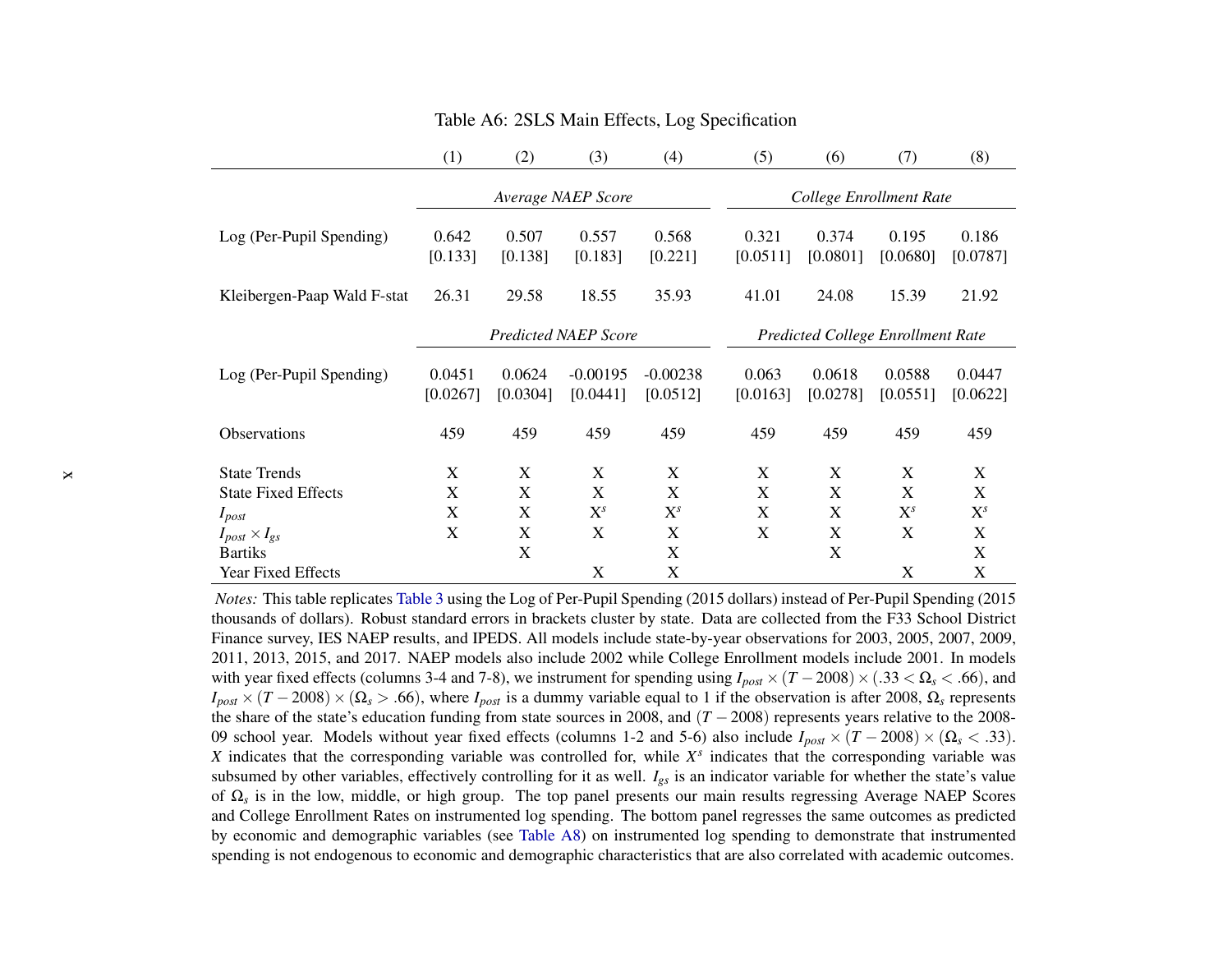Table A6: 2SLS Main Effects, Log Specification

| | (1) | (2) | (3) | (4) | (5) | (6) | (7) | (8) |
|---|---|---|---|---|---|---|---|---|
| | *Average NAEP Score* | | | | *College Enrollment Rate* | | | |
| Log (Per-Pupil Spending) | 0.642 | 0.507 | 0.557 | 0.568 | 0.321 | 0.374 | 0.195 | 0.186 |
| | [0.133] | [0.138] | [0.183] | [0.221] | [0.0511] | [0.0801] | [0.0680] | [0.0787] |
| Kleibergen-Paap Wald F-stat | 26.31 | 29.58 | 18.55 | 35.93 | 41.01 | 24.08 | 15.39 | 21.92 |
| | *Predicted NAEP Score* | | | | *Predicted College Enrollment Rate* | | | |
| Log (Per-Pupil Spending) | 0.0451 | 0.0624 | -0.00195 | -0.00238 | 0.063 | 0.0618 | 0.0588 | 0.0447 |
| | [0.0267] | [0.0304] | [0.0441] | [0.0512] | [0.0163] | [0.0278] | [0.0551] | [0.0622] |
| Observations | 459 | 459 | 459 | 459 | 459 | 459 | 459 | 459 |
| State Trends | X | X | X | X | X | X | X | X |
| State Fixed Effects | X | X | X | X | X | X | X | X |
| $I_{post}$ | X | X | $X^s$ | $X^s$ | X | X | $X^s$ | $X^s$ |
| $I_{post} \times I_{gs}$ | X | X | X | X | X | X | X | X |
| Bartiks | | X | | X | | X | | X |
| Year Fixed Effects | | | X | X | | | X | X |

*Notes:* This table replicates Table 3 using the Log of Per-Pupil Spending (2015 dollars) instead of Per-Pupil Spending (2015 thousands of dollars). Robust standard errors in brackets cluster by state. Data are collected from the F33 School District Finance survey, IES NAEP results, and IPEDS. All models include state-by-year observations for 2003, 2005, 2007, 2009, 2011, 2013, 2015, and 2017. NAEP models also include 2002 while College Enrollment models include 2001. In models with year fixed effects (columns 3-4 and 7-8), we instrument for spending using $I_{post} \times (T - 2008) \times (.33 < \Omega_s < .66)$, and $I_{post} \times (T - 2008) \times (\Omega_s > .66)$, where $I_{post}$ is a dummy variable equal to 1 if the observation is after 2008, $\Omega_s$ represents the share of the state's education funding from state sources in 2008, and $(T - 2008)$ represents years relative to the 2008-09 school year. Models without year fixed effects (columns 1-2 and 5-6) also include $I_{post} \times (T - 2008) \times (\Omega_s < .33)$. $X$ indicates that the corresponding variable was controlled for, while $X^s$ indicates that the corresponding variable was subsumed by other variables, effectively controlling for it as well. $I_{gs}$ is an indicator variable for whether the state's value of $\Omega_s$ is in the low, middle, or high group. The top panel presents our main results regressing Average NAEP Scores and College Enrollment Rates on instrumented log spending. The bottom panel regresses the same outcomes as predicted by economic and demographic variables (see Table A8) on instrumented log spending to demonstrate that instrumented spending is not endogenous to economic and demographic characteristics that are also correlated with academic outcomes.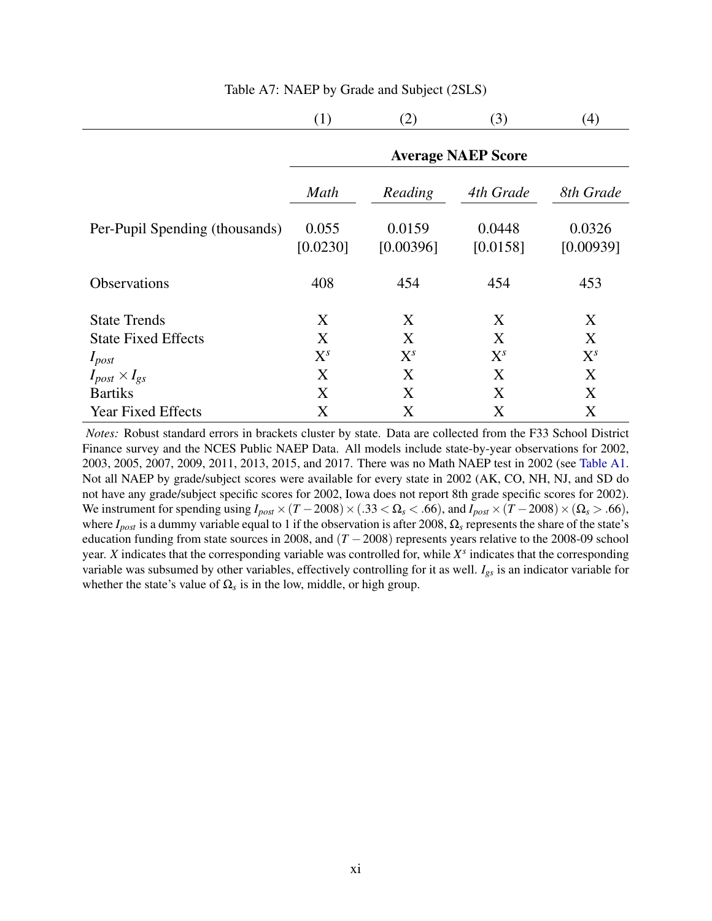Table A7: NAEP by Grade and Subject (2SLS)

| | (1) | (2) | (3) | (4) |
|---|---|---|---|---|
| | **Average NAEP Score** | | | |
| | *Math* | *Reading* | *4th Grade* | *8th Grade* |
| Per-Pupil Spending (thousands) | 0.055 | 0.0159 | 0.0448 | 0.0326 |
| | [0.0230] | [0.00396] | [0.0158] | [0.00939] |
| Observations | 408 | 454 | 454 | 453 |
| State Trends | X | X | X | X |
| State Fixed Effects | X | X | X | X |
| $I_{post}$ | $X^s$ | $X^s$ | $X^s$ | $X^s$ |
| $I_{post} \times I_{gs}$ | X | X | X | X |
| Bartiks | X | X | X | X |
| Year Fixed Effects | X | X | X | X |

*Notes:* Robust standard errors in brackets cluster by state. Data are collected from the F33 School District Finance survey and the NCES Public NAEP Data. All models include state-by-year observations for 2002, 2003, 2005, 2007, 2009, 2011, 2013, 2015, and 2017. There was no Math NAEP test in 2002 (see Table A1. Not all NAEP by grade/subject scores were available for every state in 2002 (AK, CO, NH, NJ, and SD do not have any grade/subject specific scores for 2002, Iowa does not report 8th grade specific scores for 2002). We instrument for spending using $I_{post} \times (T-2008) \times (.33 < \Omega_s < .66)$, and $I_{post} \times (T-2008) \times (\Omega_s > .66)$, where $I_{post}$ is a dummy variable equal to 1 if the observation is after 2008, $\Omega_s$ represents the share of the state's education funding from state sources in 2008, and $(T-2008)$ represents years relative to the 2008-09 school year. $X$ indicates that the corresponding variable was controlled for, while $X^s$ indicates that the corresponding variable was subsumed by other variables, effectively controlling for it as well. $I_{gs}$ is an indicator variable for whether the state's value of $\Omega_s$ is in the low, middle, or high group.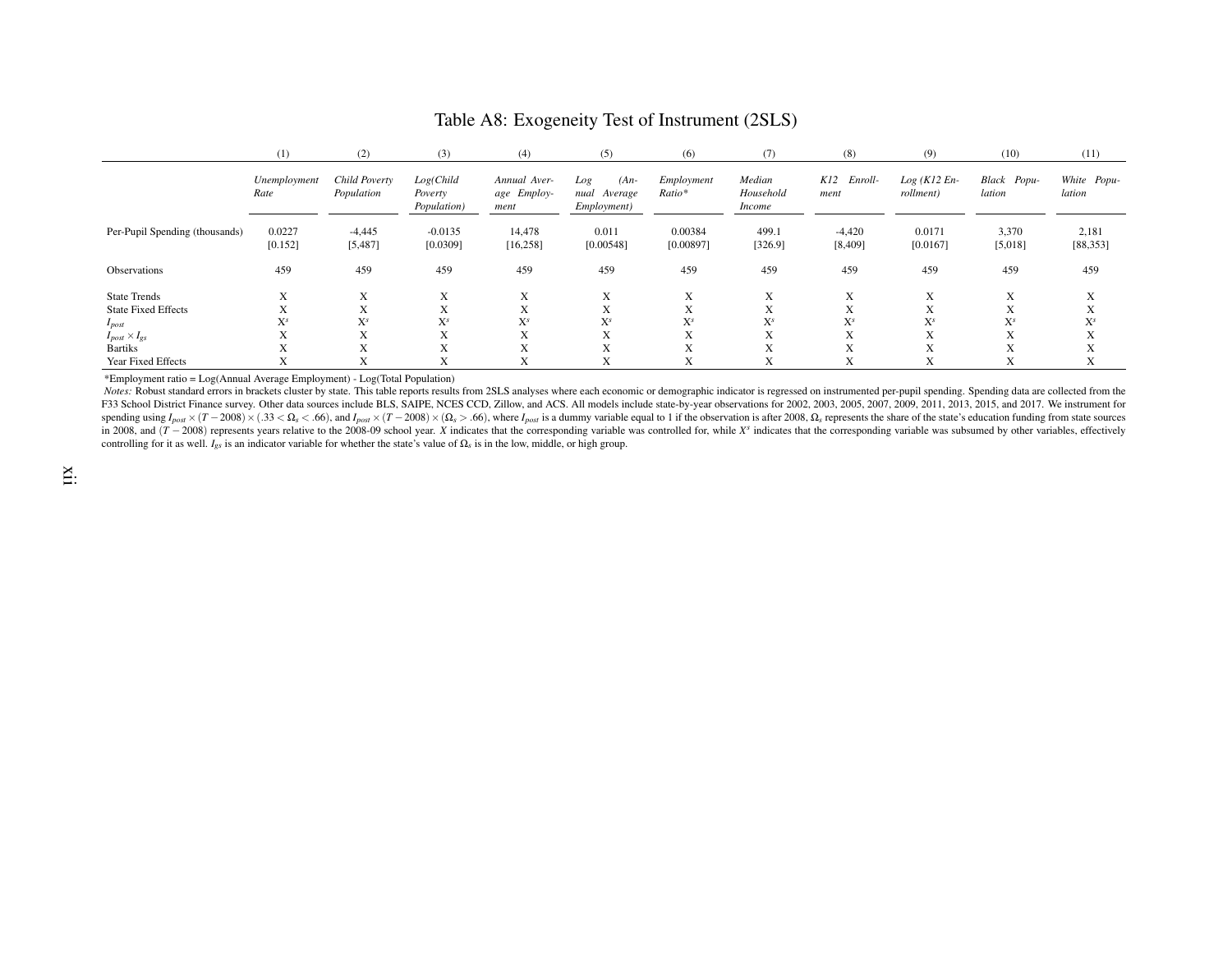# Table A8: Exogeneity Test of Instrument (2SLS)

| | (1) | (2) | (3) | (4) | (5) | (6) | (7) | (8) | (9) | (10) | (11) |
|---|---|---|---|---|---|---|---|---|---|---|---|
| | *Unemployment Rate* | *Child Poverty Population* | *Log(Child Poverty Population)* | *Annual Average Employment* | *Log (Annual Average Employment)* | *Employment Ratio\** | *Median Household Income* | *K12 Enrollment* | *Log (K12 Enrollment)* | *Black Population* | *White Population* |
| Per-Pupil Spending (thousands) | 0.0227 | -4,445 | -0.0135 | 14,478 | 0.011 | 0.00384 | 499.1 | -4,420 | 0.0171 | 3,370 | 2,181 |
| | [0.152] | [5,487] | [0.0309] | [16,258] | [0.00548] | [0.00897] | [326.9] | [8,409] | [0.0167] | [5,018] | [88,353] |
| Observations | 459 | 459 | 459 | 459 | 459 | 459 | 459 | 459 | 459 | 459 | 459 |
| State Trends | X | X | X | X | X | X | X | X | X | X | X |
| State Fixed Effects | X | X | X | X | X | X | X | X | X | X | X |
| $I_{post}$ | $X^s$ | $X^s$ | $X^s$ | $X^s$ | $X^s$ | $X^s$ | $X^s$ | $X^s$ | $X^s$ | $X^s$ | $X^s$ |
| $I_{post} \times I_{gs}$ | X | X | X | X | X | X | X | X | X | X | X |
| Bartiks | X | X | X | X | X | X | X | X | X | X | X |
| Year Fixed Effects | X | X | X | X | X | X | X | X | X | X | X |

*Employment ratio = Log(Annual Average Employment) - Log(Total Population)

*Notes:* Robust standard errors in brackets cluster by state. This table reports results from 2SLS analyses where each economic or demographic indicator is regressed on instrumented per-pupil spending. Spending data are collected from the F33 School District Finance survey. Other data sources include BLS, SAIPE, NCES CCD, Zillow, and ACS. All models include state-by-year observations for 2002, 2003, 2005, 2007, 2009, 2011, 2013, 2015, and 2017. We instrument for spending using $I_{post} \times (T-2008) \times (.33 < \Omega_s < .66)$, and $I_{post} \times (T-2008) \times (\Omega_s > .66)$, where $I_{post}$ is a dummy variable equal to 1 if the observation is after 2008, $\Omega_s$ represents the share of the state's education funding from state sources in 2008, and $(T-2008)$ represents years relative to the 2008-09 school year. $X$ indicates that the corresponding variable was controlled for, while $X^s$ indicates that the corresponding variable was subsumed by other variables, effectively controlling for it as well. $I_{gs}$ is an indicator variable for whether the state's value of $\Omega_s$ is in the low, middle, or high group.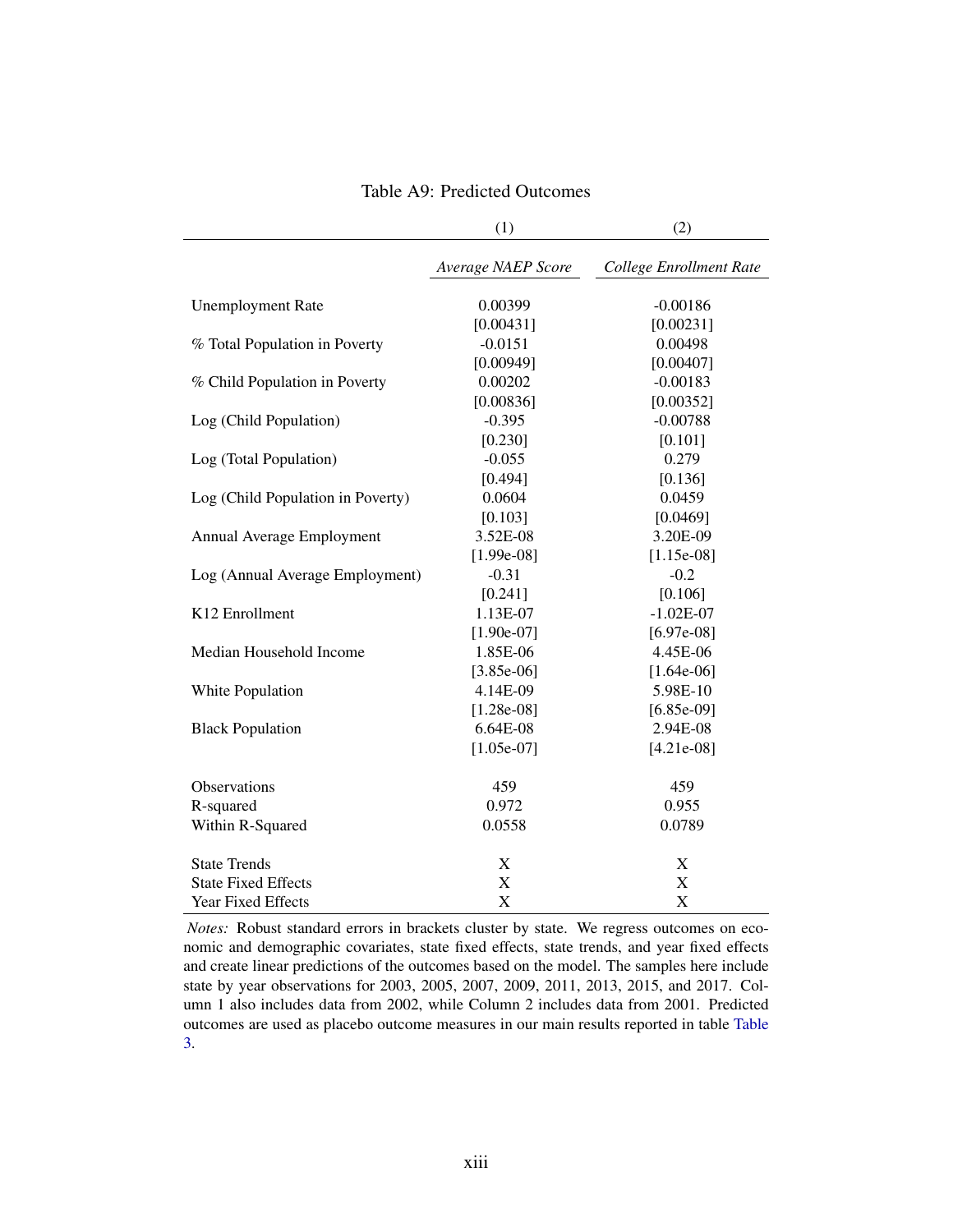## Table A9: Predicted Outcomes

| | (1) | (2) |
|---|---|---|
| | *Average NAEP Score* | *College Enrollment Rate* |
| Unemployment Rate | 0.00399 | -0.00186 |
| | [0.00431] | [0.00231] |
| % Total Population in Poverty | -0.0151 | 0.00498 |
| | [0.00949] | [0.00407] |
| % Child Population in Poverty | 0.00202 | -0.00183 |
| | [0.00836] | [0.00352] |
| Log (Child Population) | -0.395 | -0.00788 |
| | [0.230] | [0.101] |
| Log (Total Population) | -0.055 | 0.279 |
| | [0.494] | [0.136] |
| Log (Child Population in Poverty) | 0.0604 | 0.0459 |
| | [0.103] | [0.0469] |
| Annual Average Employment | 3.52E-08 | 3.20E-09 |
| | [1.99e-08] | [1.15e-08] |
| Log (Annual Average Employment) | -0.31 | -0.2 |
| | [0.241] | [0.106] |
| K12 Enrollment | 1.13E-07 | -1.02E-07 |
| | [1.90e-07] | [6.97e-08] |
| Median Household Income | 1.85E-06 | 4.45E-06 |
| | [3.85e-06] | [1.64e-06] |
| White Population | 4.14E-09 | 5.98E-10 |
| | [1.28e-08] | [6.85e-09] |
| Black Population | 6.64E-08 | 2.94E-08 |
| | [1.05e-07] | [4.21e-08] |
| Observations | 459 | 459 |
| R-squared | 0.972 | 0.955 |
| Within R-Squared | 0.0558 | 0.0789 |
| State Trends | X | X |
| State Fixed Effects | X | X |
| Year Fixed Effects | X | X |

*Notes:* Robust standard errors in brackets cluster by state. We regress outcomes on economic and demographic covariates, state fixed effects, state trends, and year fixed effects and create linear predictions of the outcomes based on the model. The samples here include state by year observations for 2003, 2005, 2007, 2009, 2011, 2013, 2015, and 2017. Column 1 also includes data from 2002, while Column 2 includes data from 2001. Predicted outcomes are used as placebo outcome measures in our main results reported in table Table 3.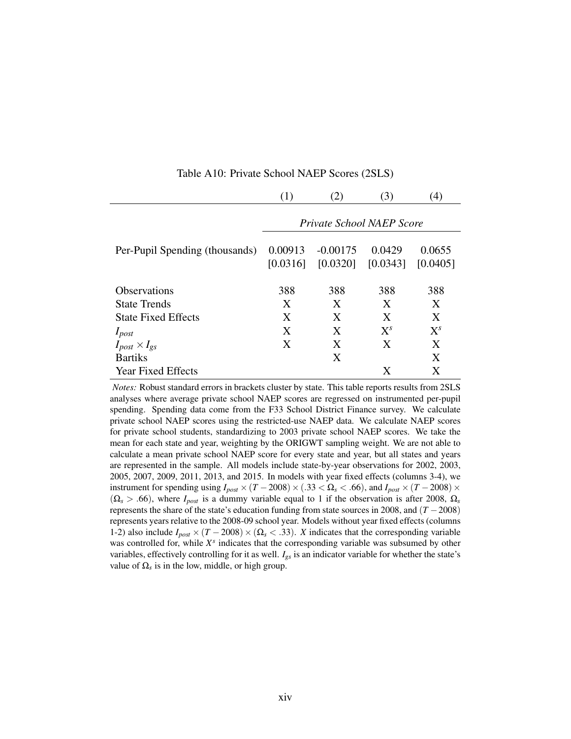Table A10: Private School NAEP Scores (2SLS)

| | (1) | (2) | (3) | (4) |
|---|---|---|---|---|
| | *Private School NAEP Score* | | | |
| Per-Pupil Spending (thousands) | 0.00913 | -0.00175 | 0.0429 | 0.0655 |
| | [0.0316] | [0.0320] | [0.0343] | [0.0405] |
| Observations | 388 | 388 | 388 | 388 |
| State Trends | X | X | X | X |
| State Fixed Effects | X | X | X | X |
| $I_{post}$ | X | X | $X^s$ | $X^s$ |
| $I_{post} \times I_{gs}$ | X | X | X | X |
| Bartiks | | X | | X |
| Year Fixed Effects | | | X | X |

*Notes:* Robust standard errors in brackets cluster by state. This table reports results from 2SLS analyses where average private school NAEP scores are regressed on instrumented per-pupil spending. Spending data come from the F33 School District Finance survey. We calculate private school NAEP scores using the restricted-use NAEP data. We calculate NAEP scores for private school students, standardizing to 2003 private school NAEP scores. We take the mean for each state and year, weighting by the ORIGWT sampling weight. We are not able to calculate a mean private school NAEP score for every state and year, but all states and years are represented in the sample. All models include state-by-year observations for 2002, 2003, 2005, 2007, 2009, 2011, 2013, and 2015. In models with year fixed effects (columns 3-4), we instrument for spending using $I_{post} \times (T - 2008) \times (.33 < \Omega_s < .66)$, and $I_{post} \times (T - 2008) \times (\Omega_s > .66)$, where $I_{post}$ is a dummy variable equal to 1 if the observation is after 2008, $\Omega_s$ represents the share of the state's education funding from state sources in 2008, and $(T - 2008)$ represents years relative to the 2008-09 school year. Models without year fixed effects (columns 1-2) also include $I_{post} \times (T - 2008) \times (\Omega_s < .33)$. $X$ indicates that the corresponding variable was controlled for, while $X^s$ indicates that the corresponding variable was subsumed by other variables, effectively controlling for it as well. $I_{gs}$ is an indicator variable for whether the state's value of $\Omega_s$ is in the low, middle, or high group.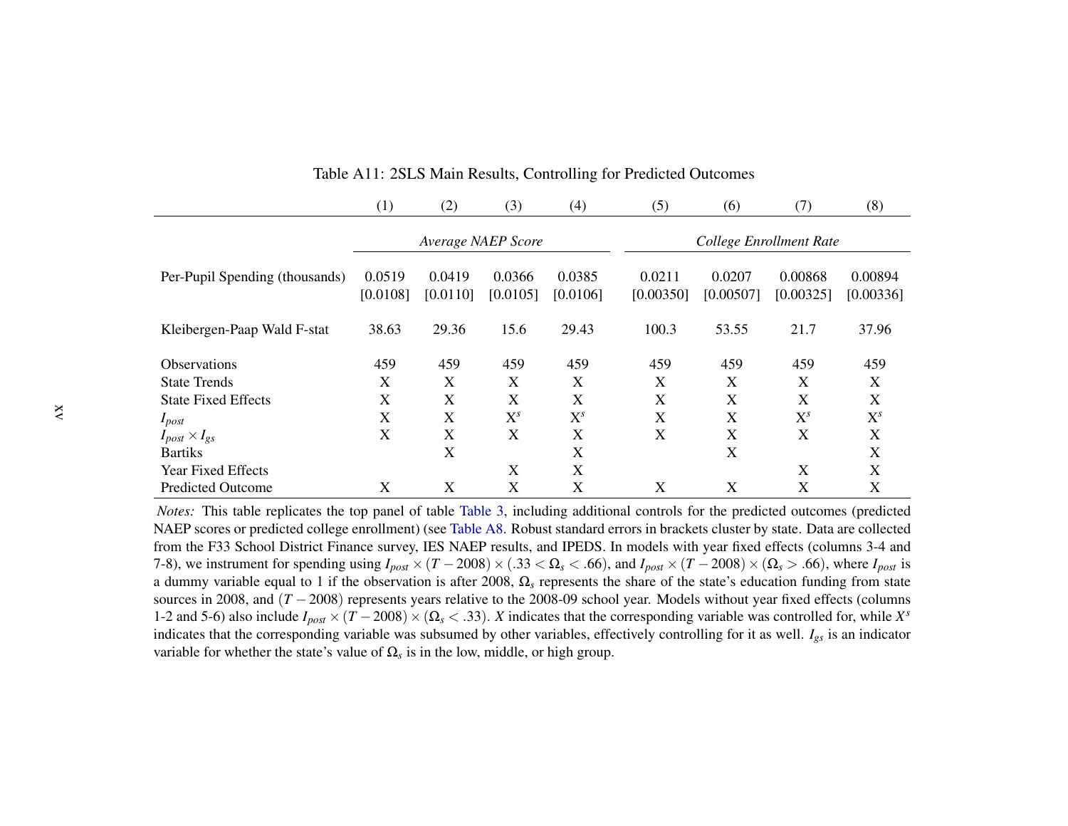Table A11: 2SLS Main Results, Controlling for Predicted Outcomes

| | (1) | (2) | (3) | (4) | (5) | (6) | (7) | (8) |
|---|---|---|---|---|---|---|---|---|
| | *Average NAEP Score* | | | | *College Enrollment Rate* | | | |
| Per-Pupil Spending (thousands) | 0.0519 | 0.0419 | 0.0366 | 0.0385 | 0.0211 | 0.0207 | 0.00868 | 0.00894 |
| | [0.0108] | [0.0110] | [0.0105] | [0.0106] | [0.00350] | [0.00507] | [0.00325] | [0.00336] |
| Kleibergen-Paap Wald F-stat | 38.63 | 29.36 | 15.6 | 29.43 | 100.3 | 53.55 | 21.7 | 37.96 |
| Observations | 459 | 459 | 459 | 459 | 459 | 459 | 459 | 459 |
| State Trends | X | X | X | X | X | X | X | X |
| State Fixed Effects | X | X | X | X | X | X | X | X |
| $I_{post}$ | X | X | $X^s$ | $X^s$ | X | X | $X^s$ | $X^s$ |
| $I_{post} \times I_{gs}$ | X | X | X | X | X | X | X | X |
| Bartiks | | X | | X | | X | | X |
| Year Fixed Effects | | | X | X | | | X | X |
| Predicted Outcome | X | X | X | X | X | X | X | X |

*Notes:* This table replicates the top panel of table Table 3, including additional controls for the predicted outcomes (predicted NAEP scores or predicted college enrollment) (see Table A8. Robust standard errors in brackets cluster by state. Data are collected from the F33 School District Finance survey, IES NAEP results, and IPEDS. In models with year fixed effects (columns 3-4 and 7-8), we instrument for spending using $I_{post} \times (T - 2008) \times (.33 < \Omega_s < .66)$, and $I_{post} \times (T - 2008) \times (\Omega_s > .66)$, where $I_{post}$ is a dummy variable equal to 1 if the observation is after 2008, $\Omega_s$ represents the share of the state's education funding from state sources in 2008, and $(T - 2008)$ represents years relative to the 2008-09 school year. Models without year fixed effects (columns 1-2 and 5-6) also include $I_{post} \times (T - 2008) \times (\Omega_s < .33)$. $X$ indicates that the corresponding variable was controlled for, while $X^s$ indicates that the corresponding variable was subsumed by other variables, effectively controlling for it as well. $I_{gs}$ is an indicator variable for whether the state's value of $\Omega_s$ is in the low, middle, or high group.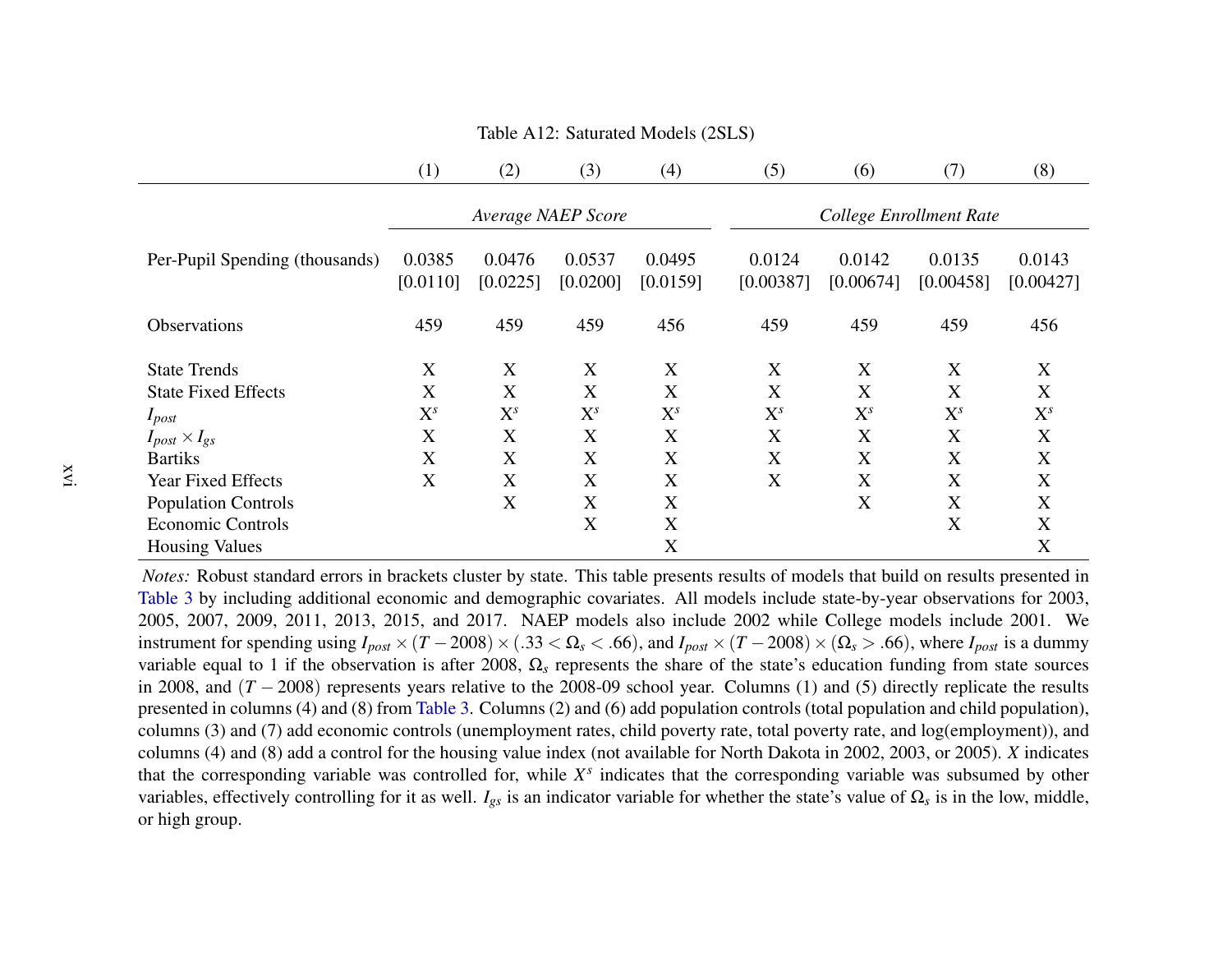Table A12: Saturated Models (2SLS)

| | (1) | (2) | (3) | (4) | (5) | (6) | (7) | (8) |
|---|---|---|---|---|---|---|---|---|
| | *Average NAEP Score* | | | | *College Enrollment Rate* | | | |
| Per-Pupil Spending (thousands) | 0.0385 | 0.0476 | 0.0537 | 0.0495 | 0.0124 | 0.0142 | 0.0135 | 0.0143 |
| | [0.0110] | [0.0225] | [0.0200] | [0.0159] | [0.00387] | [0.00674] | [0.00458] | [0.00427] |
| Observations | 459 | 459 | 459 | 456 | 459 | 459 | 459 | 456 |
| State Trends | X | X | X | X | X | X | X | X |
| State Fixed Effects | X | X | X | X | X | X | X | X |
| $I_{post}$ | $X^s$ | $X^s$ | $X^s$ | $X^s$ | $X^s$ | $X^s$ | $X^s$ | $X^s$ |
| $I_{post} \times I_{gs}$ | X | X | X | X | X | X | X | X |
| Bartiks | X | X | X | X | X | X | X | X |
| Year Fixed Effects | X | X | X | X | X | X | X | X |
| Population Controls | | X | X | X | | X | X | X |
| Economic Controls | | | X | X | | | X | X |
| Housing Values | | | | X | | | | X |

*Notes:* Robust standard errors in brackets cluster by state. This table presents results of models that build on results presented in Table 3 by including additional economic and demographic covariates. All models include state-by-year observations for 2003, 2005, 2007, 2009, 2011, 2013, 2015, and 2017. NAEP models also include 2002 while College models include 2001. We instrument for spending using $I_{post} \times (T-2008) \times (.33 < \Omega_s < .66)$, and $I_{post} \times (T-2008) \times (\Omega_s > .66)$, where $I_{post}$ is a dummy variable equal to 1 if the observation is after 2008, $\Omega_s$ represents the share of the state's education funding from state sources in 2008, and $(T-2008)$ represents years relative to the 2008-09 school year. Columns (1) and (5) directly replicate the results presented in columns (4) and (8) from Table 3. Columns (2) and (6) add population controls (total population and child population), columns (3) and (7) add economic controls (unemployment rates, child poverty rate, total poverty rate, and log(employment)), and columns (4) and (8) add a control for the housing value index (not available for North Dakota in 2002, 2003, or 2005). *X* indicates that the corresponding variable was controlled for, while $X^s$ indicates that the corresponding variable was subsumed by other variables, effectively controlling for it as well. $I_{gs}$ is an indicator variable for whether the state's value of $\Omega_s$ is in the low, middle, or high group.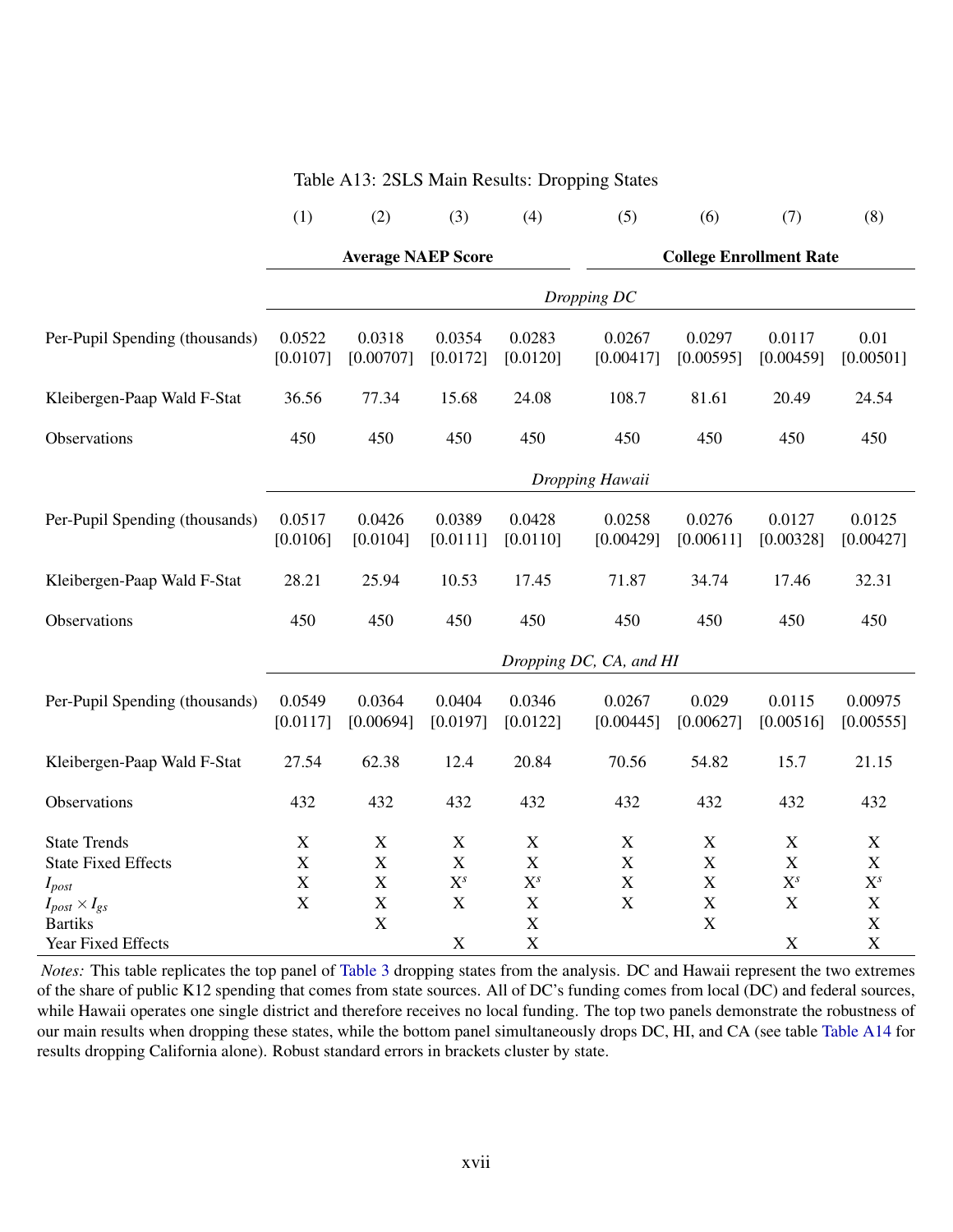Table A13: 2SLS Main Results: Dropping States

| | (1) | (2) | (3) | (4) | (5) | (6) | (7) | (8) |
|---|---|---|---|---|---|---|---|---|
| | **Average NAEP Score** | | | | **College Enrollment Rate** | | | |
| | *Dropping DC* | | | | | | | |
| Per-Pupil Spending (thousands) | 0.0522 | 0.0318 | 0.0354 | 0.0283 | 0.0267 | 0.0297 | 0.0117 | 0.01 |
| | [0.0107] | [0.00707] | [0.0172] | [0.0120] | [0.00417] | [0.00595] | [0.00459] | [0.00501] |
| Kleibergen-Paap Wald F-Stat | 36.56 | 77.34 | 15.68 | 24.08 | 108.7 | 81.61 | 20.49 | 24.54 |
| Observations | 450 | 450 | 450 | 450 | 450 | 450 | 450 | 450 |
| | *Dropping Hawaii* | | | | | | | |
| Per-Pupil Spending (thousands) | 0.0517 | 0.0426 | 0.0389 | 0.0428 | 0.0258 | 0.0276 | 0.0127 | 0.0125 |
| | [0.0106] | [0.0104] | [0.0111] | [0.0110] | [0.00429] | [0.00611] | [0.00328] | [0.00427] |
| Kleibergen-Paap Wald F-Stat | 28.21 | 25.94 | 10.53 | 17.45 | 71.87 | 34.74 | 17.46 | 32.31 |
| Observations | 450 | 450 | 450 | 450 | 450 | 450 | 450 | 450 |
| | *Dropping DC, CA, and HI* | | | | | | | |
| Per-Pupil Spending (thousands) | 0.0549 | 0.0364 | 0.0404 | 0.0346 | 0.0267 | 0.029 | 0.0115 | 0.00975 |
| | [0.0117] | [0.00694] | [0.0197] | [0.0122] | [0.00445] | [0.00627] | [0.00516] | [0.00555] |
| Kleibergen-Paap Wald F-Stat | 27.54 | 62.38 | 12.4 | 20.84 | 70.56 | 54.82 | 15.7 | 21.15 |
| Observations | 432 | 432 | 432 | 432 | 432 | 432 | 432 | 432 |
| State Trends | X | X | X | X | X | X | X | X |
| State Fixed Effects | X | X | X | X | X | X | X | X |
| $I_{post}$ | X | X | $X^s$ | $X^s$ | X | X | $X^s$ | $X^s$ |
| $I_{post} \times I_{gs}$ | X | X | X | X | X | X | X | X |
| Bartiks | | X | | X | | X | | X |
| Year Fixed Effects | | | X | X | | | X | X |

*Notes:* This table replicates the top panel of Table 3 dropping states from the analysis. DC and Hawaii represent the two extremes of the share of public K12 spending that comes from state sources. All of DC's funding comes from local (DC) and federal sources, while Hawaii operates one single district and therefore receives no local funding. The top two panels demonstrate the robustness of our main results when dropping these states, while the bottom panel simultaneously drops DC, HI, and CA (see table Table A14 for results dropping California alone). Robust standard errors in brackets cluster by state.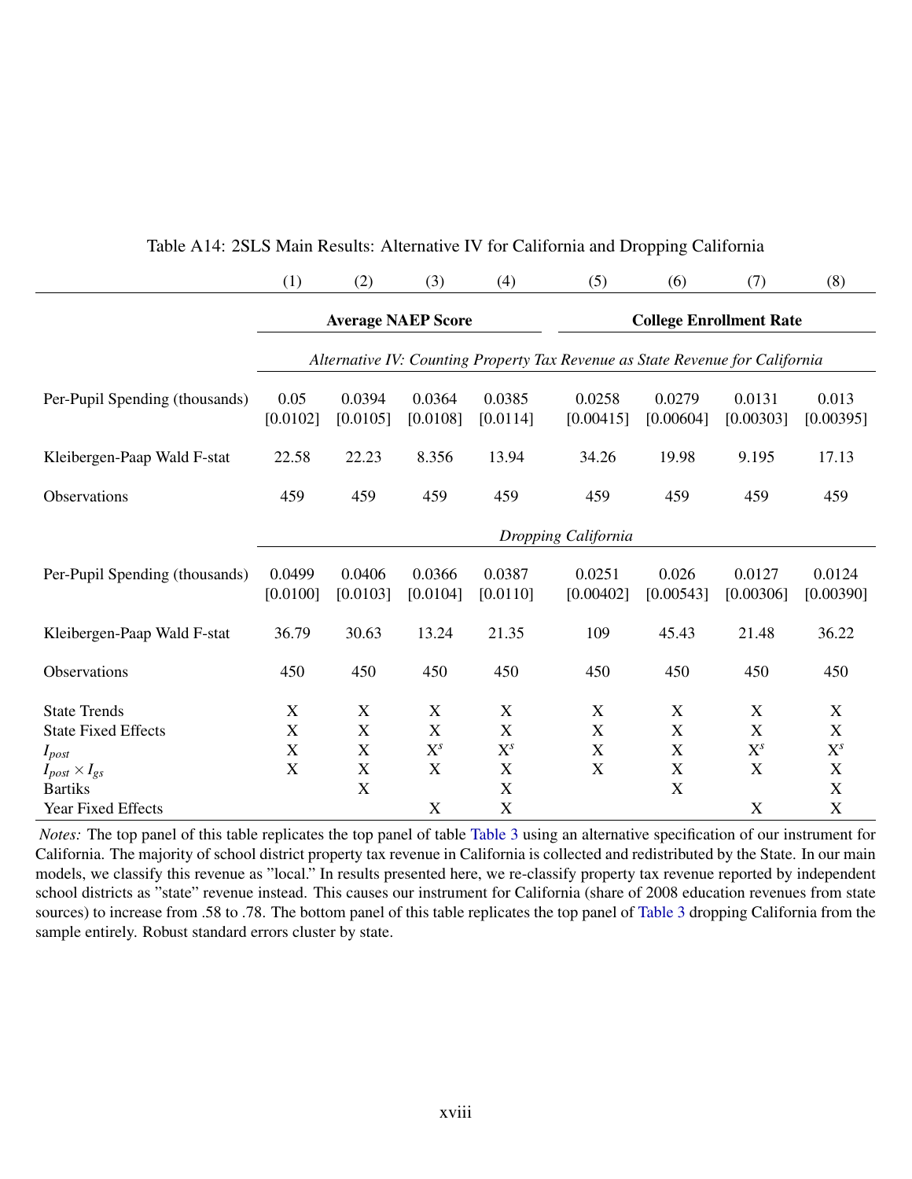Table A14: 2SLS Main Results: Alternative IV for California and Dropping California

| | (1) | (2) | (3) | (4) | (5) | (6) | (7) | (8) |
|---|---|---|---|---|---|---|---|---|
| | **Average NAEP Score** | | | | **College Enrollment Rate** | | | |
| | *Alternative IV: Counting Property Tax Revenue as State Revenue for California* | | | | | | | |
| Per-Pupil Spending (thousands) | 0.05 | 0.0394 | 0.0364 | 0.0385 | 0.0258 | 0.0279 | 0.0131 | 0.013 |
| | [0.0102] | [0.0105] | [0.0108] | [0.0114] | [0.00415] | [0.00604] | [0.00303] | [0.00395] |
| Kleibergen-Paap Wald F-stat | 22.58 | 22.23 | 8.356 | 13.94 | 34.26 | 19.98 | 9.195 | 17.13 |
| Observations | 459 | 459 | 459 | 459 | 459 | 459 | 459 | 459 |
| | *Dropping California* | | | | | | | |
| Per-Pupil Spending (thousands) | 0.0499 | 0.0406 | 0.0366 | 0.0387 | 0.0251 | 0.026 | 0.0127 | 0.0124 |
| | [0.0100] | [0.0103] | [0.0104] | [0.0110] | [0.00402] | [0.00543] | [0.00306] | [0.00390] |
| Kleibergen-Paap Wald F-stat | 36.79 | 30.63 | 13.24 | 21.35 | 109 | 45.43 | 21.48 | 36.22 |
| Observations | 450 | 450 | 450 | 450 | 450 | 450 | 450 | 450 |
| State Trends | X | X | X | X | X | X | X | X |
| State Fixed Effects | X | X | X | X | X | X | X | X |
| $I_{post}$ | X | X | $X^s$ | $X^s$ | X | X | $X^s$ | $X^s$ |
| $I_{post} \times I_{gs}$ | X | X | X | X | X | X | X | X |
| Bartiks | | X | | X | | X | | X |
| Year Fixed Effects | | | X | X | | | X | X |

*Notes:* The top panel of this table replicates the top panel of table Table 3 using an alternative specification of our instrument for California. The majority of school district property tax revenue in California is collected and redistributed by the State. In our main models, we classify this revenue as "local." In results presented here, we re-classify property tax revenue reported by independent school districts as "state" revenue instead. This causes our instrument for California (share of 2008 education revenues from state sources) to increase from .58 to .78. The bottom panel of this table replicates the top panel of Table 3 dropping California from the sample entirely. Robust standard errors cluster by state.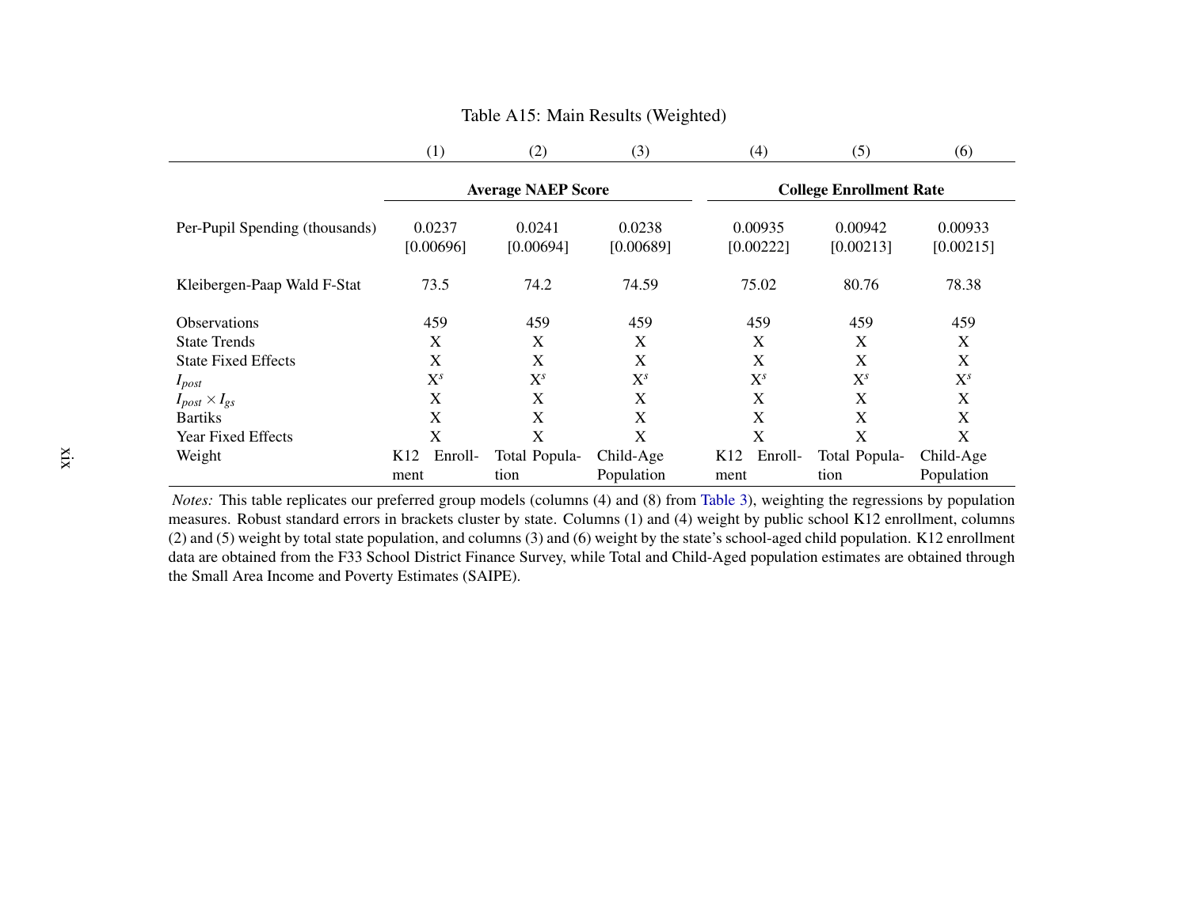Table A15: Main Results (Weighted)

| | (1) | (2) | (3) | (4) | (5) | (6) |
|---|---|---|---|---|---|---|
| | **Average NAEP Score** | | | **College Enrollment Rate** | | |
| Per-Pupil Spending (thousands) | 0.0237 | 0.0241 | 0.0238 | 0.00935 | 0.00942 | 0.00933 |
| | [0.00696] | [0.00694] | [0.00689] | [0.00222] | [0.00213] | [0.00215] |
| Kleibergen-Paap Wald F-Stat | 73.5 | 74.2 | 74.59 | 75.02 | 80.76 | 78.38 |
| Observations | 459 | 459 | 459 | 459 | 459 | 459 |
| State Trends | X | X | X | X | X | X |
| State Fixed Effects | X | X | X | X | X | X |
| $I_{post}$ | $X^s$ | $X^s$ | $X^s$ | $X^s$ | $X^s$ | $X^s$ |
| $I_{post} \times I_{gs}$ | X | X | X | X | X | X |
| Bartiks | X | X | X | X | X | X |
| Year Fixed Effects | X | X | X | X | X | X |
| Weight | K12 Enrollment | Total Population | Child-Age Population | K12 Enrollment | Total Population | Child-Age Population |

*Notes:* This table replicates our preferred group models (columns (4) and (8) from Table 3), weighting the regressions by population measures. Robust standard errors in brackets cluster by state. Columns (1) and (4) weight by public school K12 enrollment, columns (2) and (5) weight by total state population, and columns (3) and (6) weight by the state's school-aged child population. K12 enrollment data are obtained from the F33 School District Finance Survey, while Total and Child-Aged population estimates are obtained through the Small Area Income and Poverty Estimates (SAIPE).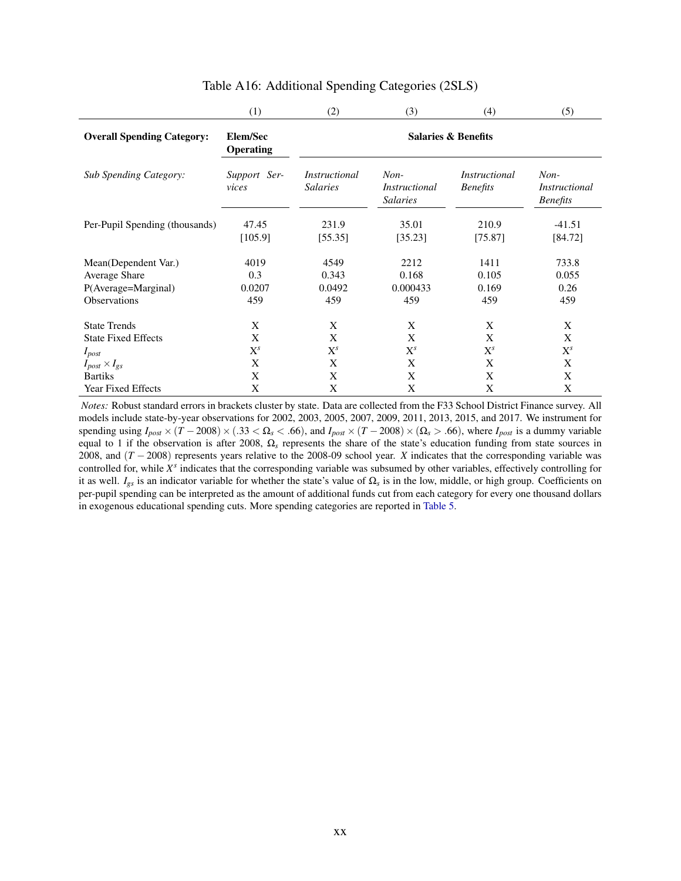## Table A16: Additional Spending Categories (2SLS)

| | (1) | (2) | (3) | (4) | (5) |
|---|---|---|---|---|---|
| **Overall Spending Category:** | **Elem/Sec Operating** | **Salaries & Benefits** | | | |
| *Sub Spending Category:* | *Support Services* | *Instructional Salaries* | *Non-Instructional Salaries* | *Instructional Benefits* | *Non-Instructional Benefits* |
| Per-Pupil Spending (thousands) | 47.45 | 231.9 | 35.01 | 210.9 | -41.51 |
| | [105.9] | [55.35] | [35.23] | [75.87] | [84.72] |
| Mean(Dependent Var.) | 4019 | 4549 | 2212 | 1411 | 733.8 |
| Average Share | 0.3 | 0.343 | 0.168 | 0.105 | 0.055 |
| P(Average=Marginal) | 0.0207 | 0.0492 | 0.000433 | 0.169 | 0.26 |
| Observations | 459 | 459 | 459 | 459 | 459 |
| State Trends | X | X | X | X | X |
| State Fixed Effects | X | X | X | X | X |
| $I_{post}$ | $X^s$ | $X^s$ | $X^s$ | $X^s$ | $X^s$ |
| $I_{post} \times I_{gs}$ | X | X | X | X | X |
| Bartiks | X | X | X | X | X |
| Year Fixed Effects | X | X | X | X | X |

*Notes:* Robust standard errors in brackets cluster by state. Data are collected from the F33 School District Finance survey. All models include state-by-year observations for 2002, 2003, 2005, 2007, 2009, 2011, 2013, 2015, and 2017. We instrument for spending using $I_{post} \times (T - 2008) \times (.33 < \Omega_s < .66)$, and $I_{post} \times (T - 2008) \times (\Omega_s > .66)$, where $I_{post}$ is a dummy variable equal to 1 if the observation is after 2008, $\Omega_s$ represents the share of the state's education funding from state sources in 2008, and $(T - 2008)$ represents years relative to the 2008-09 school year. $X$ indicates that the corresponding variable was controlled for, while $X^s$ indicates that the corresponding variable was subsumed by other variables, effectively controlling for it as well. $I_{gs}$ is an indicator variable for whether the state's value of $\Omega_s$ is in the low, middle, or high group. Coefficients on per-pupil spending can be interpreted as the amount of additional funds cut from each category for every one thousand dollars in exogenous educational spending cuts. More spending categories are reported in Table 5.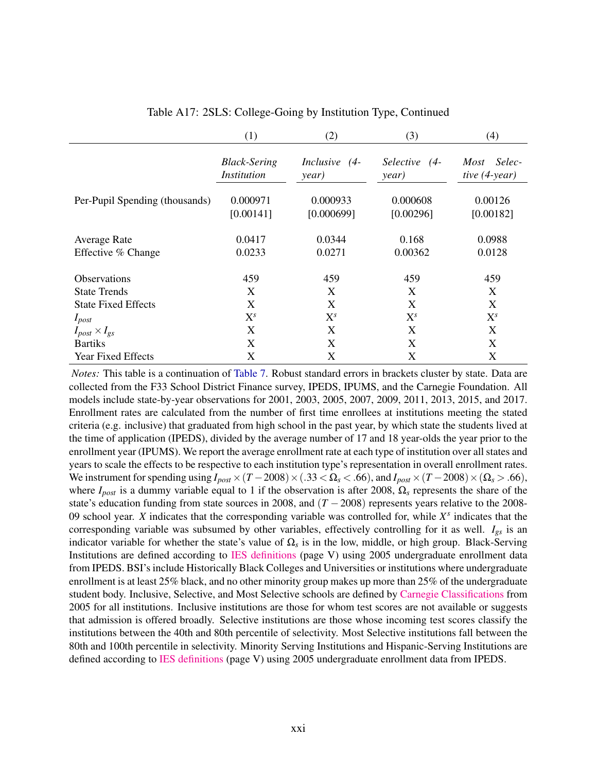Table A17: 2SLS: College-Going by Institution Type, Continued

| | (1) | (2) | (3) | (4) |
|---|---|---|---|---|
| | *Black-Sering Institution* | *Inclusive (4-year)* | *Selective (4-year)* | *Most Selective (4-year)* |
| Per-Pupil Spending (thousands) | 0.000971 | 0.000933 | 0.000608 | 0.00126 |
| | [0.00141] | [0.000699] | [0.00296] | [0.00182] |
| Average Rate | 0.0417 | 0.0344 | 0.168 | 0.0988 |
| Effective % Change | 0.0233 | 0.0271 | 0.00362 | 0.0128 |
| Observations | 459 | 459 | 459 | 459 |
| State Trends | X | X | X | X |
| State Fixed Effects | X | X | X | X |
| $I_{post}$ | $X^s$ | $X^s$ | $X^s$ | $X^s$ |
| $I_{post} \times I_{gs}$ | X | X | X | X |
| Bartiks | X | X | X | X |
| Year Fixed Effects | X | X | X | X |

*Notes:* This table is a continuation of Table 7. Robust standard errors in brackets cluster by state. Data are collected from the F33 School District Finance survey, IPEDS, IPUMS, and the Carnegie Foundation. All models include state-by-year observations for 2001, 2003, 2005, 2007, 2009, 2011, 2013, 2015, and 2017. Enrollment rates are calculated from the number of first time enrollees at institutions meeting the stated criteria (e.g. inclusive) that graduated from high school in the past year, by which state the students lived at the time of application (IPEDS), divided by the average number of 17 and 18 year-olds the year prior to the enrollment year (IPUMS). We report the average enrollment rate at each type of institution over all states and years to scale the effects to be respective to each institution type's representation in overall enrollment rates. We instrument for spending using $I_{post} \times (T - 2008) \times (.33 < \Omega_s < .66)$, and $I_{post} \times (T - 2008) \times (\Omega_s > .66)$, where $I_{post}$ is a dummy variable equal to 1 if the observation is after 2008, $\Omega_s$ represents the share of the state's education funding from state sources in 2008, and $(T - 2008)$ represents years relative to the 2008-09 school year. $X$ indicates that the corresponding variable was controlled for, while $X^s$ indicates that the corresponding variable was subsumed by other variables, effectively controlling for it as well. $I_{gs}$ is an indicator variable for whether the state's value of $\Omega_s$ is in the low, middle, or high group. Black-Serving Institutions are defined according to IES definitions (page V) using 2005 undergraduate enrollment data from IPEDS. BSI's include Historically Black Colleges and Universities or institutions where undergraduate enrollment is at least 25% black, and no other minority group makes up more than 25% of the undergraduate student body. Inclusive, Selective, and Most Selective schools are defined by Carnegie Classifications from 2005 for all institutions. Inclusive institutions are those for whom test scores are not available or suggests that admission is offered broadly. Selective institutions are those whose incoming test scores classify the institutions between the 40th and 80th percentile of selectivity. Most Selective institutions fall between the 80th and 100th percentile in selectivity. Minority Serving Institutions and Hispanic-Serving Institutions are defined according to IES definitions (page V) using 2005 undergraduate enrollment data from IPEDS.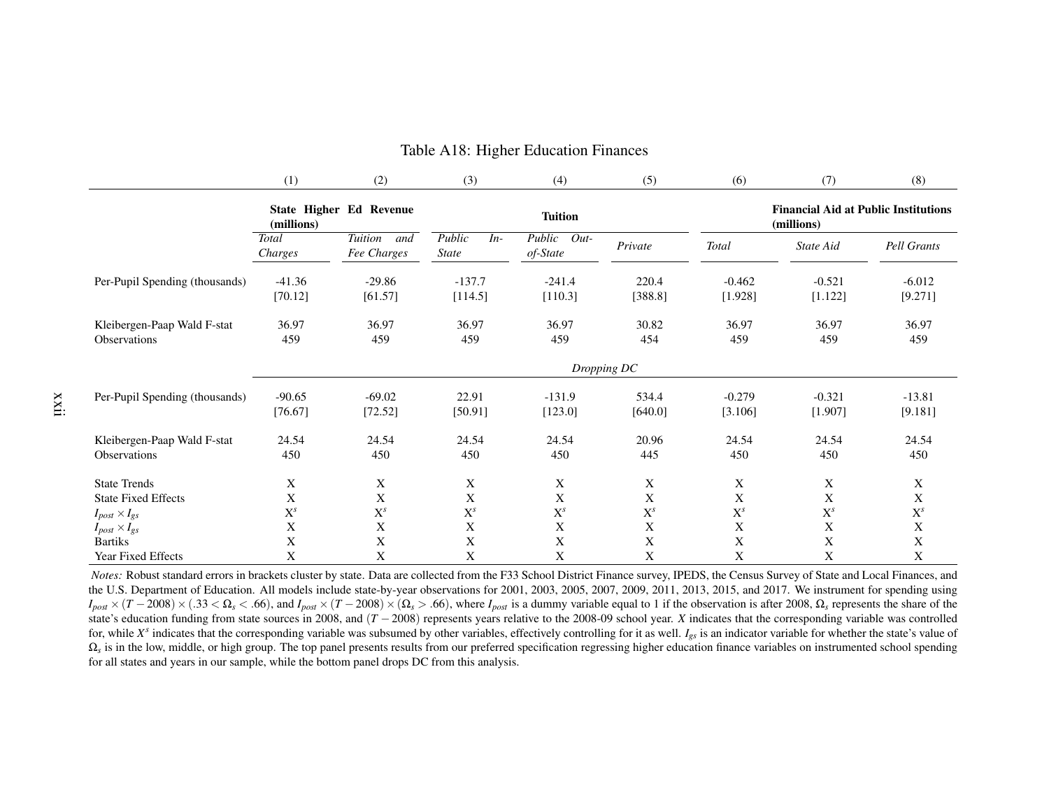# Table A18: Higher Education Finances

| | (1) | (2) | (3) | (4) | (5) | (6) | (7) | (8) |
|---|---|---|---|---|---|---|---|---|
| | **State Higher Ed Revenue (millions)** | | **Tuition** | | | **Financial Aid at Public Institutions (millions)** | | |
| | *Total Charges* | *Tuition and Fee Charges* | *Public In-State* | *Public Out-of-State* | *Private* | *Total* | *State Aid* | *Pell Grants* |
| Per-Pupil Spending (thousands) | -41.36 | -29.86 | -137.7 | -241.4 | 220.4 | -0.462 | -0.521 | -6.012 |
| | [70.12] | [61.57] | [114.5] | [110.3] | [388.8] | [1.928] | [1.122] | [9.271] |
| Kleibergen-Paap Wald F-stat | 36.97 | 36.97 | 36.97 | 36.97 | 30.82 | 36.97 | 36.97 | 36.97 |
| Observations | 459 | 459 | 459 | 459 | 454 | 459 | 459 | 459 |
| | | | | *Dropping DC* | | | | |
| Per-Pupil Spending (thousands) | -90.65 | -69.02 | 22.91 | -131.9 | 534.4 | -0.279 | -0.321 | -13.81 |
| | [76.67] | [72.52] | [50.91] | [123.0] | [640.0] | [3.106] | [1.907] | [9.181] |
| Kleibergen-Paap Wald F-stat | 24.54 | 24.54 | 24.54 | 24.54 | 20.96 | 24.54 | 24.54 | 24.54 |
| Observations | 450 | 450 | 450 | 450 | 445 | 450 | 450 | 450 |
| State Trends | X | X | X | X | X | X | X | X |
| State Fixed Effects | X | X | X | X | X | X | X | X |
| $I_{post} \times I_{gs}$ | $X^s$ | $X^s$ | $X^s$ | $X^s$ | $X^s$ | $X^s$ | $X^s$ | $X^s$ |
| $I_{post} \times I_{gs}$ | X | X | X | X | X | X | X | X |
| Bartiks | X | X | X | X | X | X | X | X |
| Year Fixed Effects | X | X | X | X | X | X | X | X |

*Notes:* Robust standard errors in brackets cluster by state. Data are collected from the F33 School District Finance survey, IPEDS, the Census Survey of State and Local Finances, and the U.S. Department of Education. All models include state-by-year observations for 2001, 2003, 2005, 2007, 2009, 2011, 2013, 2015, and 2017. We instrument for spending using $I_{post} \times (T-2008) \times (.33 < \Omega_s < .66)$, and $I_{post} \times (T-2008) \times (\Omega_s > .66)$, where $I_{post}$ is a dummy variable equal to 1 if the observation is after 2008, $\Omega_s$ represents the share of the state's education funding from state sources in 2008, and $(T-2008)$ represents years relative to the 2008-09 school year. $X$ indicates that the corresponding variable was controlled for, while $X^s$ indicates that the corresponding variable was subsumed by other variables, effectively controlling for it as well. $I_{gs}$ is an indicator variable for whether the state's value of $\Omega_s$ is in the low, middle, or high group. The top panel presents results from our preferred specification regressing higher education finance variables on instrumented school spending for all states and years in our sample, while the bottom panel drops DC from this analysis.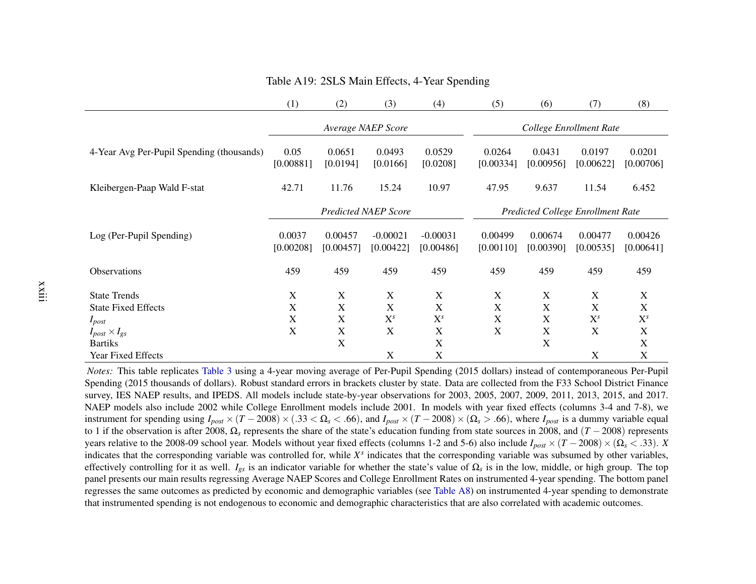Table A19: 2SLS Main Effects, 4-Year Spending

| | (1) | (2) | (3) | (4) | (5) | (6) | (7) | (8) |
|---|---|---|---|---|---|---|---|---|
| | *Average NAEP Score* | | | | *College Enrollment Rate* | | | |
| 4-Year Avg Per-Pupil Spending (thousands) | 0.05 | 0.0651 | 0.0493 | 0.0529 | 0.0264 | 0.0431 | 0.0197 | 0.0201 |
| | [0.00881] | [0.0194] | [0.0166] | [0.0208] | [0.00334] | [0.00956] | [0.00622] | [0.00706] |
| Kleibergen-Paap Wald F-stat | 42.71 | 11.76 | 15.24 | 10.97 | 47.95 | 9.637 | 11.54 | 6.452 |
| | *Predicted NAEP Score* | | | | *Predicted College Enrollment Rate* | | | |
| Log (Per-Pupil Spending) | 0.0037 | 0.00457 | -0.00021 | -0.00031 | 0.00499 | 0.00674 | 0.00477 | 0.00426 |
| | [0.00208] | [0.00457] | [0.00422] | [0.00486] | [0.00110] | [0.00390] | [0.00535] | [0.00641] |
| Observations | 459 | 459 | 459 | 459 | 459 | 459 | 459 | 459 |
| State Trends | X | X | X | X | X | X | X | X |
| State Fixed Effects | X | X | X | X | X | X | X | X |
| $I_{post}$ | X | X | $X^s$ | $X^s$ | X | X | $X^s$ | $X^s$ |
| $I_{post} \times I_{gs}$ | X | X | X | X | X | X | X | X |
| Bartiks | | X | | X | | X | | X |
| Year Fixed Effects | | | X | X | | | X | X |

*Notes:* This table replicates Table 3 using a 4-year moving average of Per-Pupil Spending (2015 dollars) instead of contemporaneous Per-Pupil Spending (2015 thousands of dollars). Robust standard errors in brackets cluster by state. Data are collected from the F33 School District Finance survey, IES NAEP results, and IPEDS. All models include state-by-year observations for 2003, 2005, 2007, 2009, 2011, 2013, 2015, and 2017. NAEP models also include 2002 while College Enrollment models include 2001. In models with year fixed effects (columns 3-4 and 7-8), we instrument for spending using $I_{post} \times (T-2008) \times (.33 < \Omega_s < .66)$, and $I_{post} \times (T-2008) \times (\Omega_s > .66)$, where $I_{post}$ is a dummy variable equal to 1 if the observation is after 2008, $\Omega_s$ represents the share of the state's education funding from state sources in 2008, and $(T-2008)$ represents years relative to the 2008-09 school year. Models without year fixed effects (columns 1-2 and 5-6) also include $I_{post} \times (T-2008) \times (\Omega_s < .33)$. $X$ indicates that the corresponding variable was controlled for, while $X^s$ indicates that the corresponding variable was subsumed by other variables, effectively controlling for it as well. $I_{gs}$ is an indicator variable for whether the state's value of $\Omega_s$ is in the low, middle, or high group. The top panel presents our main results regressing Average NAEP Scores and College Enrollment Rates on instrumented 4-year spending. The bottom panel regresses the same outcomes as predicted by economic and demographic variables (see Table A8) on instrumented 4-year spending to demonstrate that instrumented spending is not endogenous to economic and demographic characteristics that are also correlated with academic outcomes.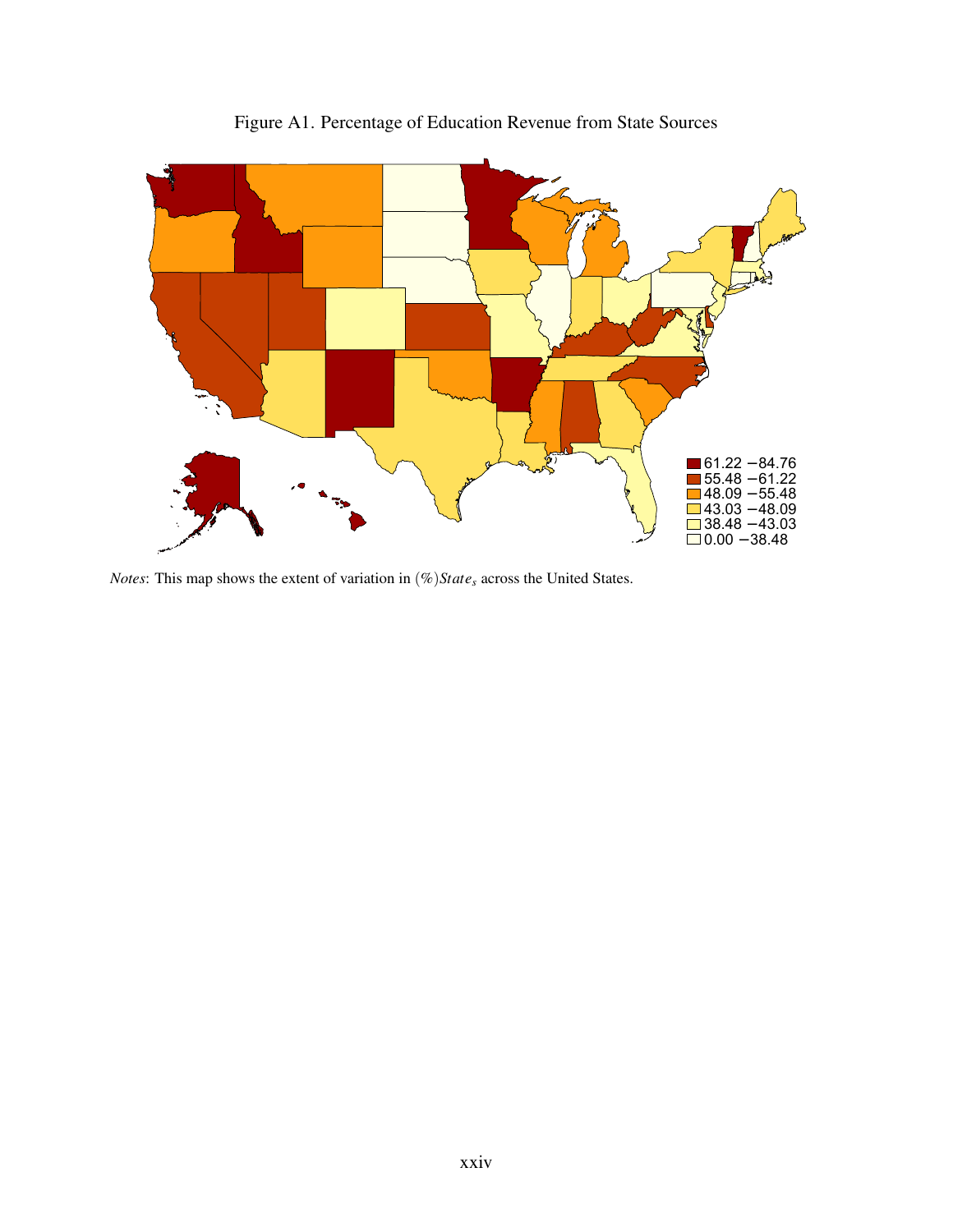Figure A1. Percentage of Education Revenue from State Sources

| Legend |
|---|
| 61.22 −84.76 |
| 55.48 −61.22 |
| 48.09 −55.48 |
| 43.03 −48.09 |
| 38.48 −43.03 |
| 0.00 −38.48 |

*Notes*: This map shows the extent of variation in $(\%)State_s$ across the United States.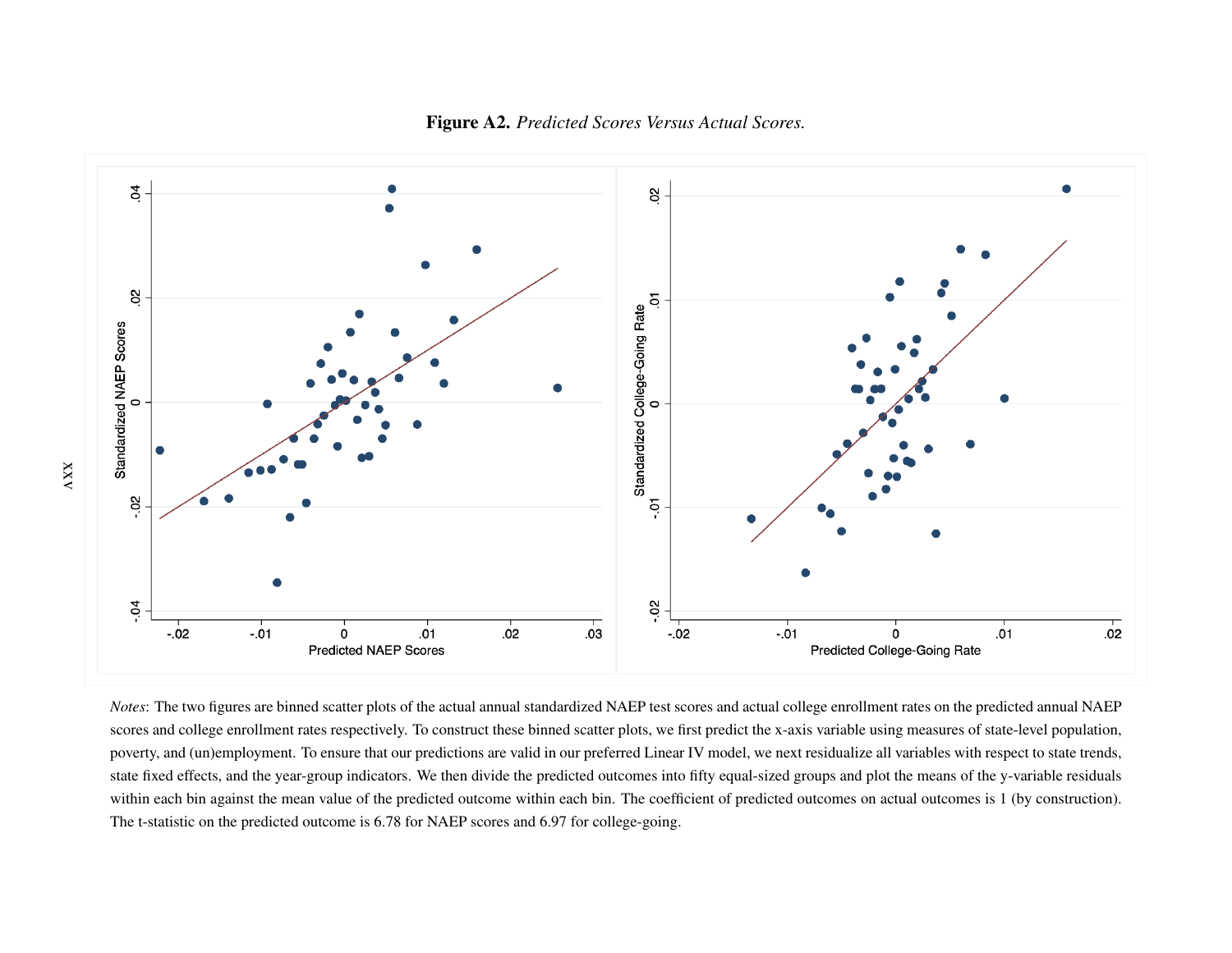**Figure A2.** *Predicted Scores Versus Actual Scores.*

*Notes*: The two figures are binned scatter plots of the actual annual standardized NAEP test scores and actual college enrollment rates on the predicted annual NAEP scores and college enrollment rates respectively. To construct these binned scatter plots, we first predict the x-axis variable using measures of state-level population, poverty, and (un)employment. To ensure that our predictions are valid in our preferred Linear IV model, we next residualize all variables with respect to state trends, state fixed effects, and the year-group indicators. We then divide the predicted outcomes into fifty equal-sized groups and plot the means of the y-variable residuals within each bin against the mean value of the predicted outcome within each bin. The coefficient of predicted outcomes on actual outcomes is 1 (by construction). The t-statistic on the predicted outcome is 6.78 for NAEP scores and 6.97 for college-going.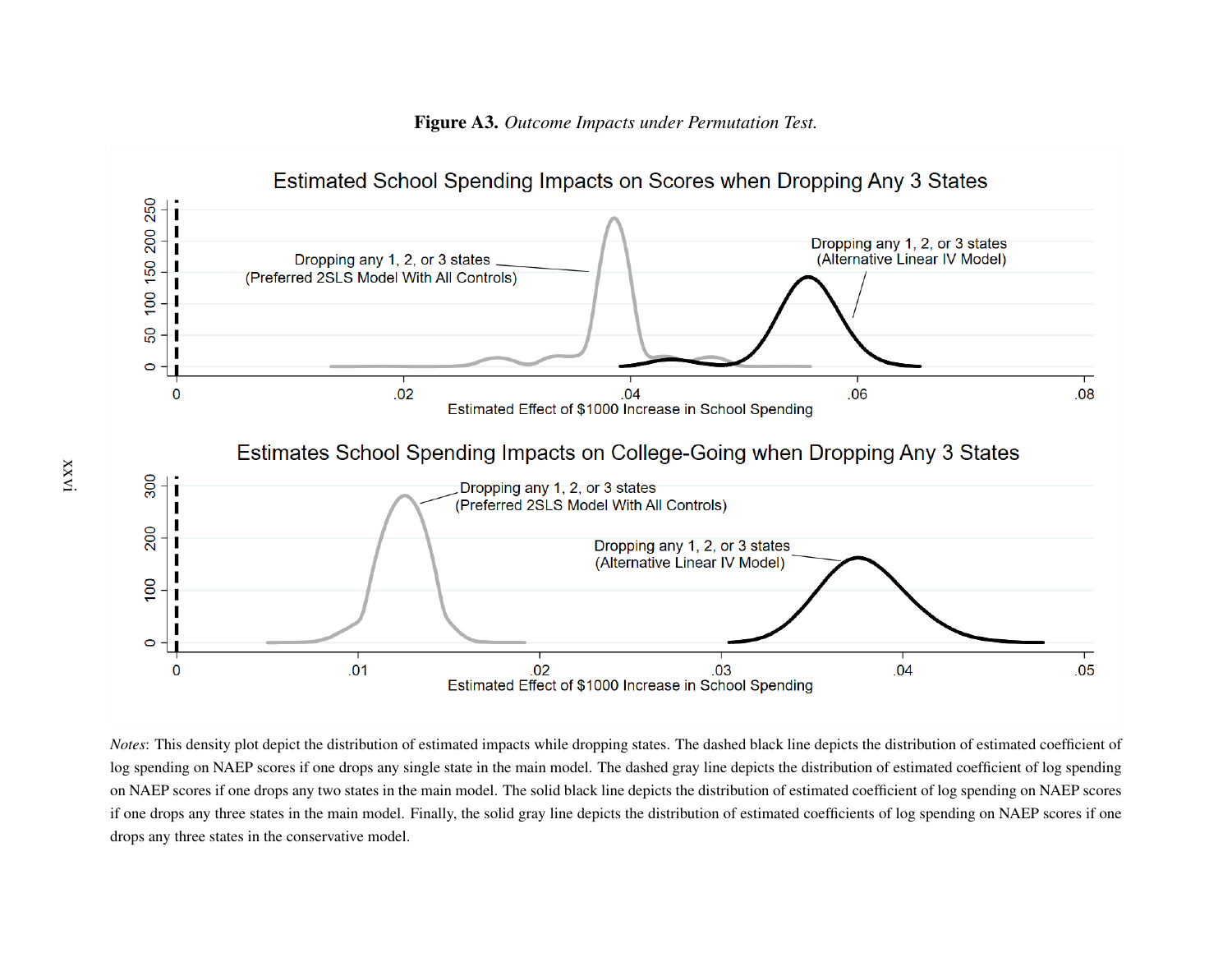**Figure A3.** *Outcome Impacts under Permutation Test.*

Estimated School Spending Impacts on Scores when Dropping Any 3 States

Dropping any 1, 2, or 3 states (Preferred 2SLS Model With All Controls)

Dropping any 1, 2, or 3 states (Alternative Linear IV Model)

Estimated Effect of $1000 Increase in School Spending

Estimates School Spending Impacts on College-Going when Dropping Any 3 States

Dropping any 1, 2, or 3 states (Preferred 2SLS Model With All Controls)

Dropping any 1, 2, or 3 states (Alternative Linear IV Model)

Estimated Effect of $1000 Increase in School Spending

*Notes*: This density plot depict the distribution of estimated impacts while dropping states. The dashed black line depicts the distribution of estimated coefficient of log spending on NAEP scores if one drops any single state in the main model. The dashed gray line depicts the distribution of estimated coefficient of log spending on NAEP scores if one drops any two states in the main model. The solid black line depicts the distribution of estimated coefficient of log spending on NAEP scores if one drops any three states in the main model. Finally, the solid gray line depicts the distribution of estimated coefficients of log spending on NAEP scores if one drops any three states in the conservative model.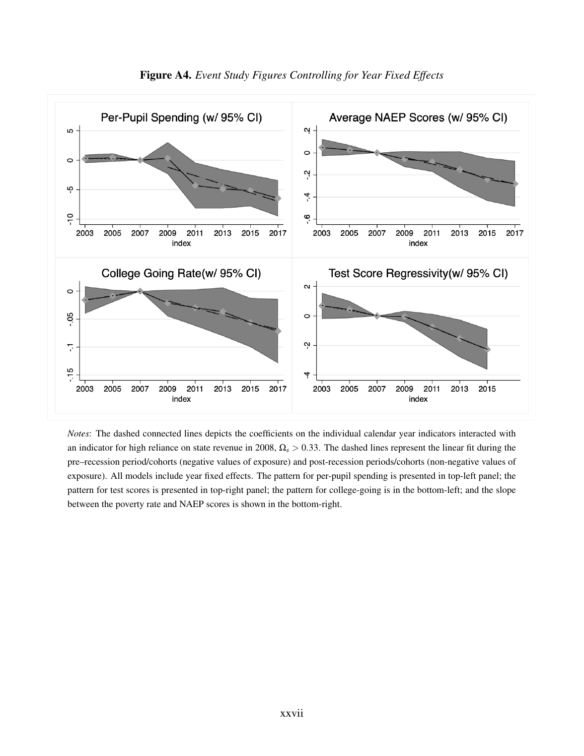**Figure A4.** *Event Study Figures Controlling for Year Fixed Effects*

*Notes*: The dashed connected lines depicts the coefficients on the individual calendar year indicators interacted with an indicator for high reliance on state revenue in 2008, $\Omega_s > 0.33$. The dashed lines represent the linear fit during the pre–recession period/cohorts (negative values of exposure) and post-recession periods/cohorts (non-negative values of exposure). All models include year fixed effects. The pattern for per-pupil spending is presented in top-left panel; the pattern for test scores is presented in top-right panel; the pattern for college-going is in the bottom-left; and the slope between the poverty rate and NAEP scores is shown in the bottom-right.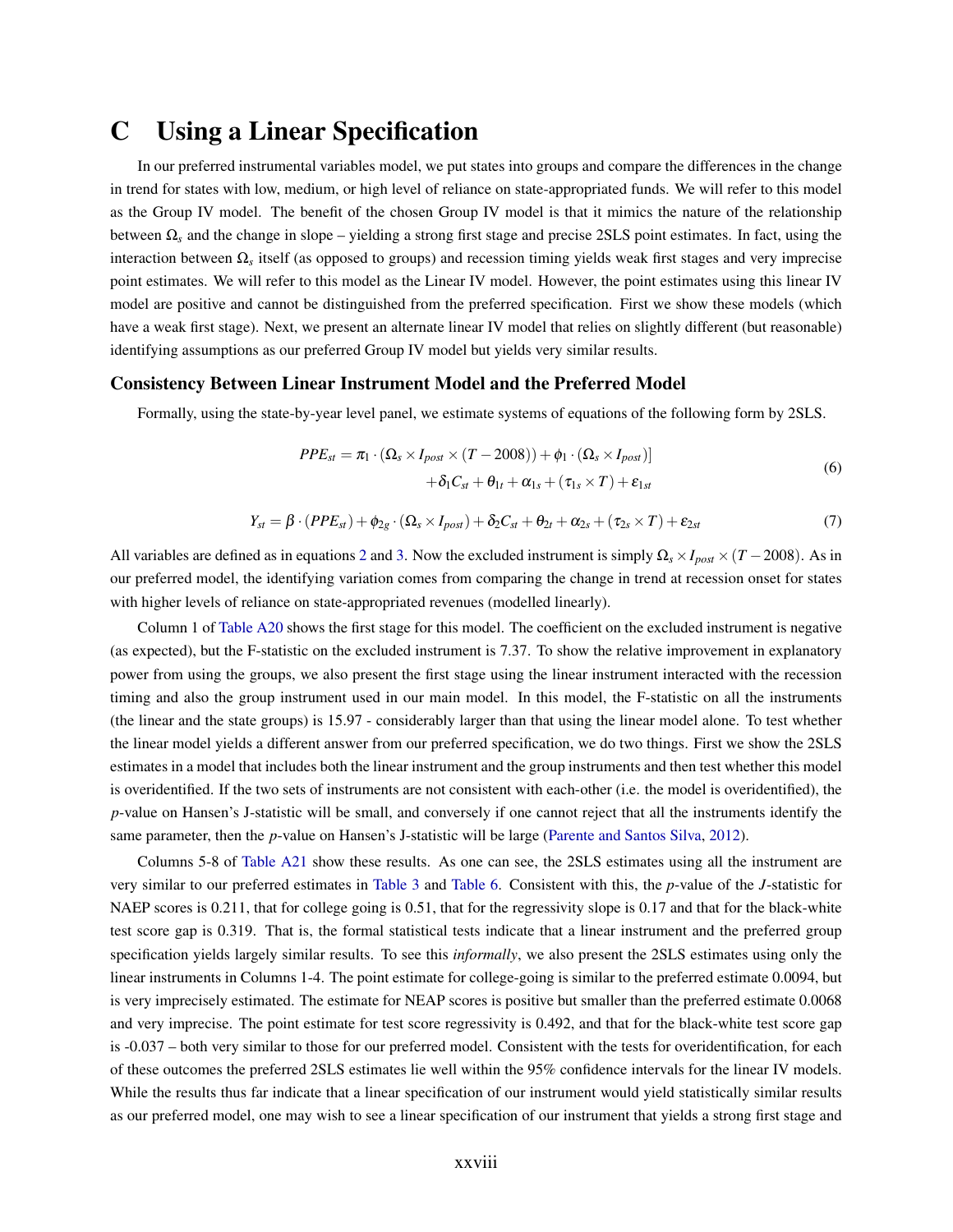# C Using a Linear Specification

In our preferred instrumental variables model, we put states into groups and compare the differences in the change in trend for states with low, medium, or high level of reliance on state-appropriated funds. We will refer to this model as the Group IV model. The benefit of the chosen Group IV model is that it mimics the nature of the relationship between $\Omega_s$ and the change in slope – yielding a strong first stage and precise 2SLS point estimates. In fact, using the interaction between $\Omega_s$ itself (as opposed to groups) and recession timing yields weak first stages and very imprecise point estimates. We will refer to this model as the Linear IV model. However, the point estimates using this linear IV model are positive and cannot be distinguished from the preferred specification. First we show these models (which have a weak first stage). Next, we present an alternate linear IV model that relies on slightly different (but reasonable) identifying assumptions as our preferred Group IV model but yields very similar results.

### Consistency Between Linear Instrument Model and the Preferred Model

Formally, using the state-by-year level panel, we estimate systems of equations of the following form by 2SLS.

$$PPE_{st} = \pi_1 \cdot (\Omega_s \times I_{post} \times (T - 2008)) + \phi_1 \cdot (\Omega_s \times I_{post})] + \delta_1 C_{st} + \theta_{1t} + \alpha_{1s} + (\tau_{1s} \times T) + \varepsilon_{1st} \tag{6}$$

$$Y_{st} = \beta \cdot (PPE_{st}) + \phi_{2g} \cdot (\Omega_s \times I_{post}) + \delta_2 C_{st} + \theta_{2t} + \alpha_{2s} + (\tau_{2s} \times T) + \varepsilon_{2st} \tag{7}$$

All variables are defined as in equations 2 and 3. Now the excluded instrument is simply $\Omega_s \times I_{post} \times (T - 2008)$. As in our preferred model, the identifying variation comes from comparing the change in trend at recession onset for states with higher levels of reliance on state-appropriated revenues (modelled linearly).

Column 1 of Table A20 shows the first stage for this model. The coefficient on the excluded instrument is negative (as expected), but the F-statistic on the excluded instrument is 7.37. To show the relative improvement in explanatory power from using the groups, we also present the first stage using the linear instrument interacted with the recession timing and also the group instrument used in our main model. In this model, the F-statistic on all the instruments (the linear and the state groups) is 15.97 - considerably larger than that using the linear model alone. To test whether the linear model yields a different answer from our preferred specification, we do two things. First we show the 2SLS estimates in a model that includes both the linear instrument and the group instruments and then test whether this model is overidentified. If the two sets of instruments are not consistent with each-other (i.e. the model is overidentified), the $p$-value on Hansen's J-statistic will be small, and conversely if one cannot reject that all the instruments identify the same parameter, then the $p$-value on Hansen's J-statistic will be large (Parente and Santos Silva, 2012).

Columns 5-8 of Table A21 show these results. As one can see, the 2SLS estimates using all the instrument are very similar to our preferred estimates in Table 3 and Table 6. Consistent with this, the $p$-value of the $J$-statistic for NAEP scores is 0.211, that for college going is 0.51, that for the regressivity slope is 0.17 and that for the black-white test score gap is 0.319. That is, the formal statistical tests indicate that a linear instrument and the preferred group specification yields largely similar results. To see this *informally*, we also present the 2SLS estimates using only the linear instruments in Columns 1-4. The point estimate for college-going is similar to the preferred estimate 0.0094, but is very imprecisely estimated. The estimate for NEAP scores is positive but smaller than the preferred estimate 0.0068 and very imprecise. The point estimate for test score regressivity is 0.492, and that for the black-white test score gap is -0.037 – both very similar to those for our preferred model. Consistent with the tests for overidentification, for each of these outcomes the preferred 2SLS estimates lie well within the 95% confidence intervals for the linear IV models. While the results thus far indicate that a linear specification of our instrument would yield statistically similar results as our preferred model, one may wish to see a linear specification of our instrument that yields a strong first stage and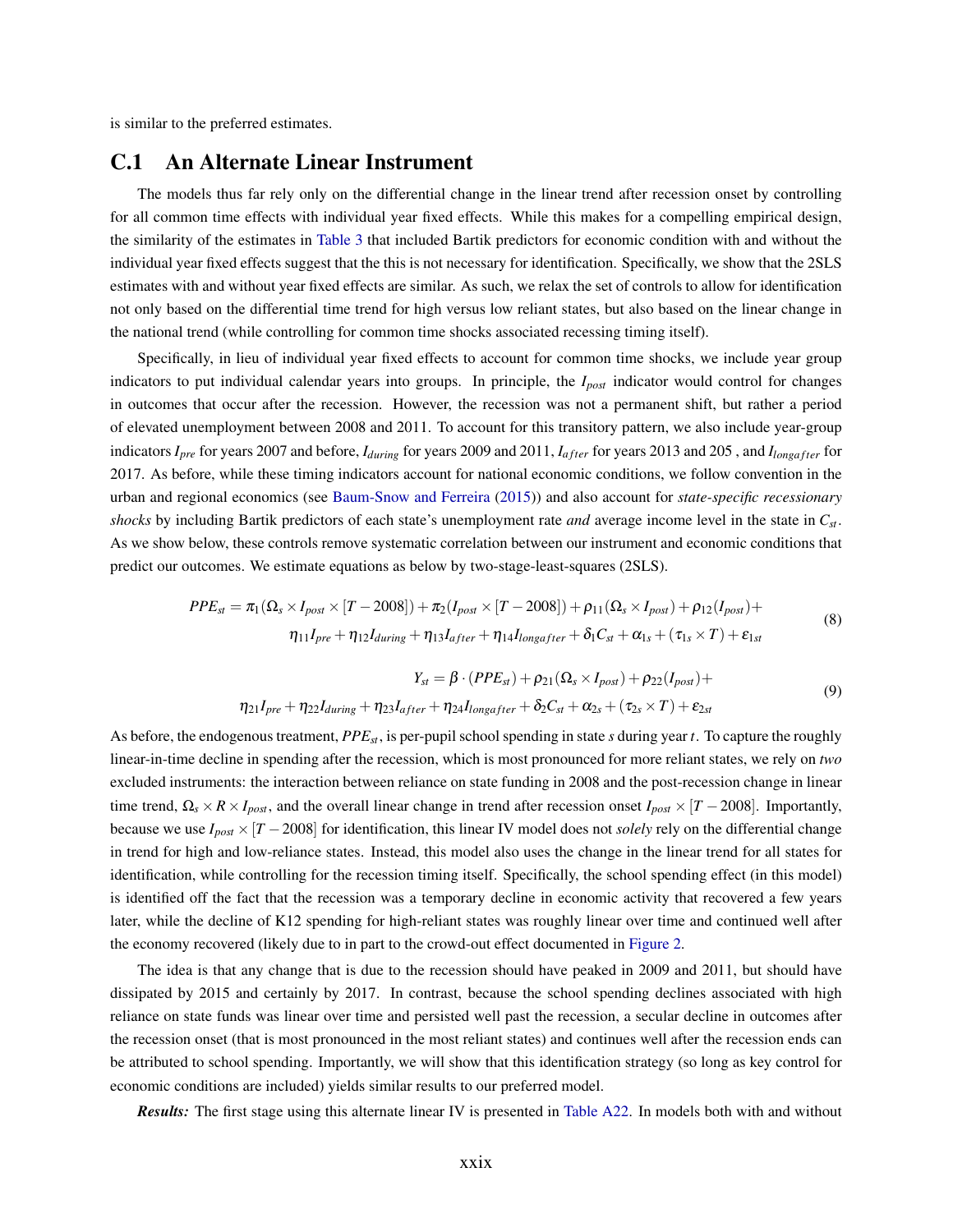is similar to the preferred estimates.

## C.1 An Alternate Linear Instrument

The models thus far rely only on the differential change in the linear trend after recession onset by controlling for all common time effects with individual year fixed effects. While this makes for a compelling empirical design, the similarity of the estimates in Table 3 that included Bartik predictors for economic condition with and without the individual year fixed effects suggest that the this is not necessary for identification. Specifically, we show that the 2SLS estimates with and without year fixed effects are similar. As such, we relax the set of controls to allow for identification not only based on the differential time trend for high versus low reliant states, but also based on the linear change in the national trend (while controlling for common time shocks associated recessing timing itself).

Specifically, in lieu of individual year fixed effects to account for common time shocks, we include year group indicators to put individual calendar years into groups. In principle, the $I_{post}$ indicator would control for changes in outcomes that occur after the recession. However, the recession was not a permanent shift, but rather a period of elevated unemployment between 2008 and 2011. To account for this transitory pattern, we also include year-group indicators $I_{pre}$ for years 2007 and before, $I_{during}$ for years 2009 and 2011, $I_{after}$ for years 2013 and 205 , and $I_{longafter}$ for 2017. As before, while these timing indicators account for national economic conditions, we follow convention in the urban and regional economics (see Baum-Snow and Ferreira (2015)) and also account for *state-specific recessionary shocks* by including Bartik predictors of each state's unemployment rate *and* average income level in the state in $C_{st}$. As we show below, these controls remove systematic correlation between our instrument and economic conditions that predict our outcomes. We estimate equations as below by two-stage-least-squares (2SLS).

$$
\begin{aligned}
PPE_{st} = \pi_1(\Omega_s \times I_{post} \times [T-2008]) + \pi_2(I_{post} \times [T-2008]) + \rho_{11}(\Omega_s \times I_{post}) + \rho_{12}(I_{post}) + \\
\eta_{11}I_{pre} + \eta_{12}I_{during} + \eta_{13}I_{after} + \eta_{14}I_{longafter} + \delta_1 C_{st} + \alpha_{1s} + (\tau_{1s} \times T) + \varepsilon_{1st}
\end{aligned}
\tag{8}
$$

$$
\begin{aligned}
Y_{st} = \beta \cdot (PPE_{st}) + \rho_{21}(\Omega_s \times I_{post}) + \rho_{22}(I_{post}) + \\
\eta_{21}I_{pre} + \eta_{22}I_{during} + \eta_{23}I_{after} + \eta_{24}I_{longafter} + \delta_2 C_{st} + \alpha_{2s} + (\tau_{2s} \times T) + \varepsilon_{2st}
\end{aligned}
\tag{9}
$$

As before, the endogenous treatment, $PPE_{st}$, is per-pupil school spending in state $s$ during year $t$. To capture the roughly linear-in-time decline in spending after the recession, which is most pronounced for more reliant states, we rely on *two* excluded instruments: the interaction between reliance on state funding in 2008 and the post-recession change in linear time trend, $\Omega_s \times R \times I_{post}$, and the overall linear change in trend after recession onset $I_{post} \times [T-2008]$. Importantly, because we use $I_{post} \times [T-2008]$ for identification, this linear IV model does not *solely* rely on the differential change in trend for high and low-reliance states. Instead, this model also uses the change in the linear trend for all states for identification, while controlling for the recession timing itself. Specifically, the school spending effect (in this model) is identified off the fact that the recession was a temporary decline in economic activity that recovered a few years later, while the decline of K12 spending for high-reliant states was roughly linear over time and continued well after the economy recovered (likely due to in part to the crowd-out effect documented in Figure 2.

The idea is that any change that is due to the recession should have peaked in 2009 and 2011, but should have dissipated by 2015 and certainly by 2017. In contrast, because the school spending declines associated with high reliance on state funds was linear over time and persisted well past the recession, a secular decline in outcomes after the recession onset (that is most pronounced in the most reliant states) and continues well after the recession ends can be attributed to school spending. Importantly, we will show that this identification strategy (so long as key control for economic conditions are included) yields similar results to our preferred model.

***Results:*** The first stage using this alternate linear IV is presented in Table A22. In models both with and without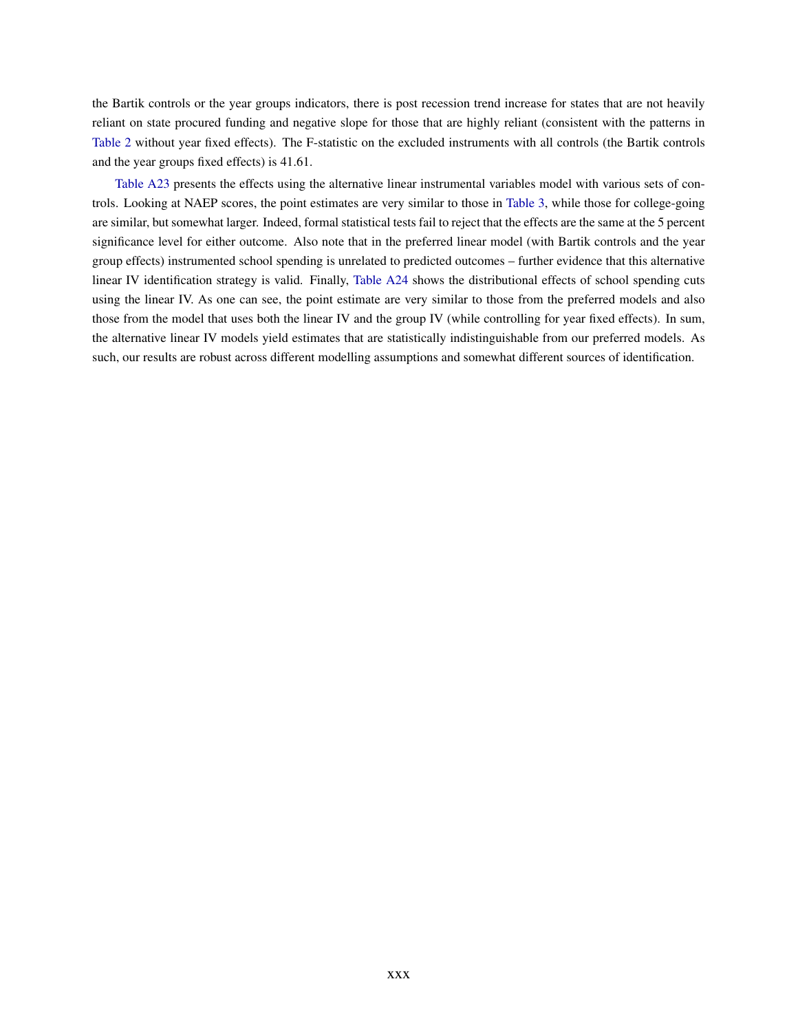the Bartik controls or the year groups indicators, there is post recession trend increase for states that are not heavily reliant on state procured funding and negative slope for those that are highly reliant (consistent with the patterns in Table 2 without year fixed effects). The F-statistic on the excluded instruments with all controls (the Bartik controls and the year groups fixed effects) is 41.61.

Table A23 presents the effects using the alternative linear instrumental variables model with various sets of controls. Looking at NAEP scores, the point estimates are very similar to those in Table 3, while those for college-going are similar, but somewhat larger. Indeed, formal statistical tests fail to reject that the effects are the same at the 5 percent significance level for either outcome. Also note that in the preferred linear model (with Bartik controls and the year group effects) instrumented school spending is unrelated to predicted outcomes – further evidence that this alternative linear IV identification strategy is valid. Finally, Table A24 shows the distributional effects of school spending cuts using the linear IV. As one can see, the point estimate are very similar to those from the preferred models and also those from the model that uses both the linear IV and the group IV (while controlling for year fixed effects). In sum, the alternative linear IV models yield estimates that are statistically indistinguishable from our preferred models. As such, our results are robust across different modelling assumptions and somewhat different sources of identification.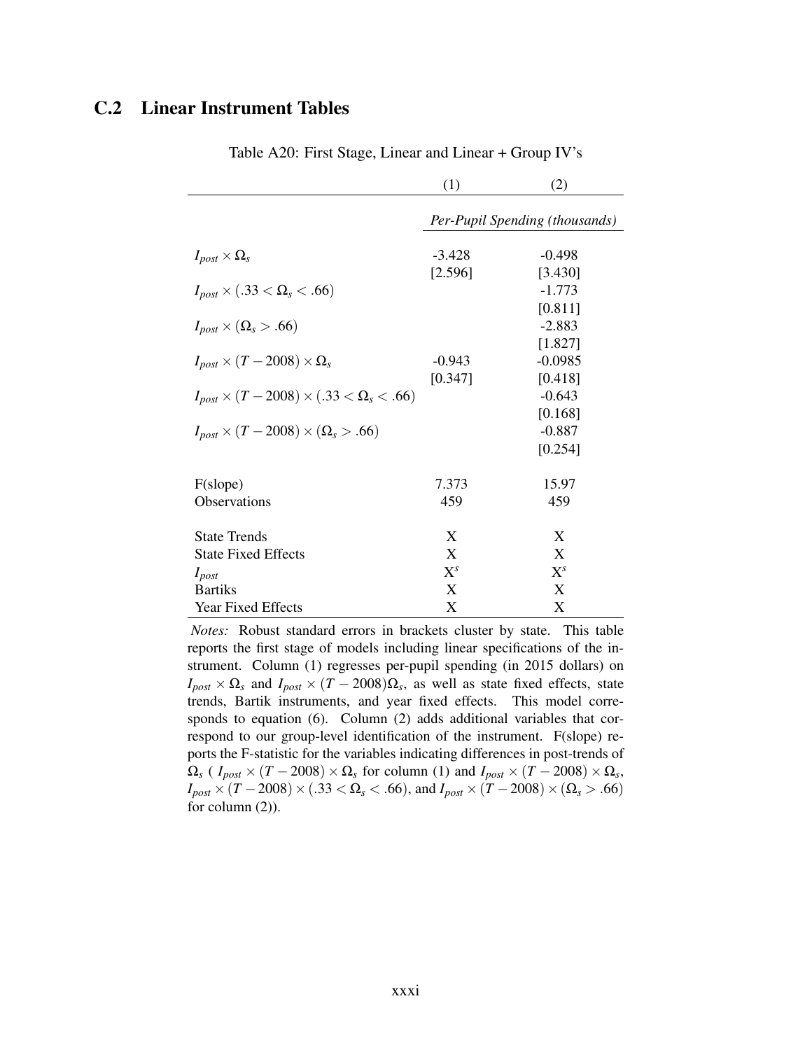## C.2 Linear Instrument Tables

Table A20: First Stage, Linear and Linear + Group IV's

| | (1) | (2) |
|---|---|---|
| | *Per-Pupil Spending (thousands)* | |
| $I_{post} \times \Omega_s$ | -3.428 | -0.498 |
| | [2.596] | [3.430] |
| $I_{post} \times (.33 < \Omega_s < .66)$ | | -1.773 |
| | | [0.811] |
| $I_{post} \times (\Omega_s > .66)$ | | -2.883 |
| | | [1.827] |
| $I_{post} \times (T - 2008) \times \Omega_s$ | -0.943 | -0.0985 |
| | [0.347] | [0.418] |
| $I_{post} \times (T - 2008) \times (.33 < \Omega_s < .66)$ | | -0.643 |
| | | [0.168] |
| $I_{post} \times (T - 2008) \times (\Omega_s > .66)$ | | -0.887 |
| | | [0.254] |
| F(slope) | 7.373 | 15.97 |
| Observations | 459 | 459 |
| State Trends | X | X |
| State Fixed Effects | X | X |
| $I_{post}$ | $X^s$ | $X^s$ |
| Bartiks | X | X |
| Year Fixed Effects | X | X |

*Notes:* Robust standard errors in brackets cluster by state. This table reports the first stage of models including linear specifications of the instrument. Column (1) regresses per-pupil spending (in 2015 dollars) on $I_{post} \times \Omega_s$ and $I_{post} \times (T - 2008)\Omega_s$, as well as state fixed effects, state trends, Bartik instruments, and year fixed effects. This model corresponds to equation (6). Column (2) adds additional variables that correspond to our group-level identification of the instrument. F(slope) reports the F-statistic for the variables indicating differences in post-trends of $\Omega_s$ ( $I_{post} \times (T - 2008) \times \Omega_s$ for column (1) and $I_{post} \times (T - 2008) \times \Omega_s$, $I_{post} \times (T - 2008) \times (.33 < \Omega_s < .66)$, and $I_{post} \times (T - 2008) \times (\Omega_s > .66)$ for column (2)).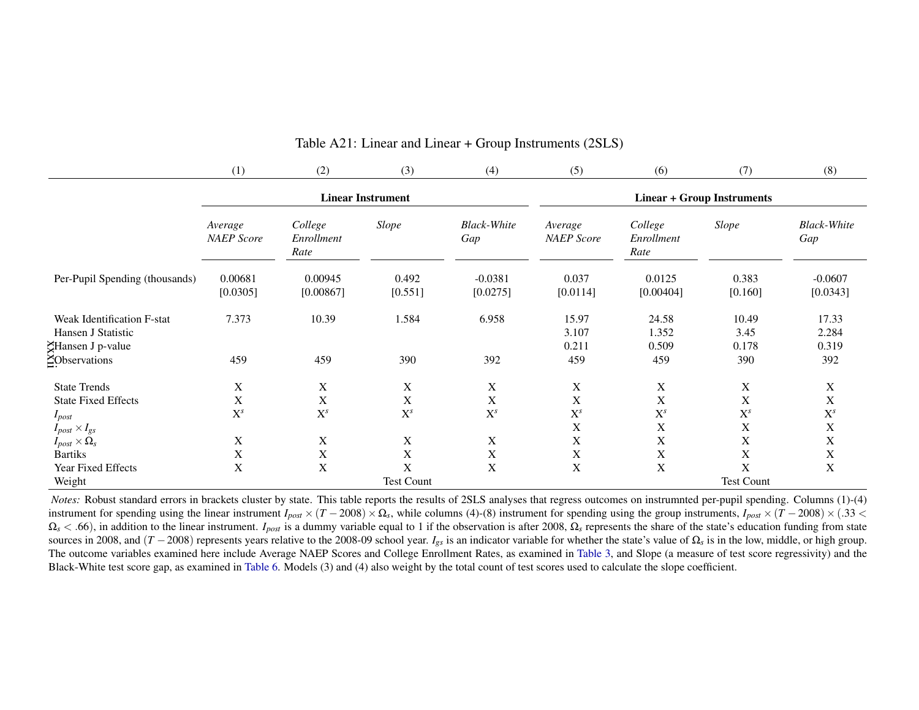Table A21: Linear and Linear + Group Instruments (2SLS)

| | (1) | (2) | (3) | (4) | (5) | (6) | (7) | (8) |
|---|---|---|---|---|---|---|---|---|
| | **Linear Instrument** | | | | **Linear + Group Instruments** | | | |
| | *Average NAEP Score* | *College Enrollment Rate* | *Slope* | *Black-White Gap* | *Average NAEP Score* | *College Enrollment Rate* | *Slope* | *Black-White Gap* |
| Per-Pupil Spending (thousands) | 0.00681 | 0.00945 | 0.492 | -0.0381 | 0.037 | 0.0125 | 0.383 | -0.0607 |
| | [0.0305] | [0.00867] | [0.551] | [0.0275] | [0.0114] | [0.00404] | [0.160] | [0.0343] |
| Weak Identification F-stat | 7.373 | 10.39 | 1.584 | 6.958 | 15.97 | 24.58 | 10.49 | 17.33 |
| Hansen J Statistic | | | | | 3.107 | 1.352 | 3.45 | 2.284 |
| Hansen J p-value | | | | | 0.211 | 0.509 | 0.178 | 0.319 |
| Observations | 459 | 459 | 390 | 392 | 459 | 459 | 390 | 392 |
| State Trends | X | X | X | X | X | X | X | X |
| State Fixed Effects | X | X | X | X | X | X | X | X |
| $I_{post}$ | $X^s$ | $X^s$ | $X^s$ | $X^s$ | $X^s$ | $X^s$ | $X^s$ | $X^s$ |
| $I_{post} \times I_{gs}$ | | | | | X | X | X | X |
| $I_{post} \times \Omega_s$ | X | X | X | X | X | X | X | X |
| Bartiks | X | X | X | X | X | X | X | X |
| Year Fixed Effects | X | X | X | X | X | X | X | X |
| Weight | | | Test Count | | | | Test Count | |

*Notes:* Robust standard errors in brackets cluster by state. This table reports the results of 2SLS analyses that regress outcomes on instrumnted per-pupil spending. Columns (1)-(4) instrument for spending using the linear instrument $I_{post} \times (T-2008) \times \Omega_s$, while columns (4)-(8) instrument for spending using the group instruments, $I_{post} \times (T-2008) \times (.33 < \Omega_s < .66)$, in addition to the linear instrument. $I_{post}$ is a dummy variable equal to 1 if the observation is after 2008, $\Omega_s$ represents the share of the state's education funding from state sources in 2008, and $(T-2008)$ represents years relative to the 2008-09 school year. $I_{gs}$ is an indicator variable for whether the state's value of $\Omega_s$ is in the low, middle, or high group. The outcome variables examined here include Average NAEP Scores and College Enrollment Rates, as examined in Table 3, and Slope (a measure of test score regressivity) and the Black-White test score gap, as examined in Table 6. Models (3) and (4) also weight by the total count of test scores used to calculate the slope coefficient.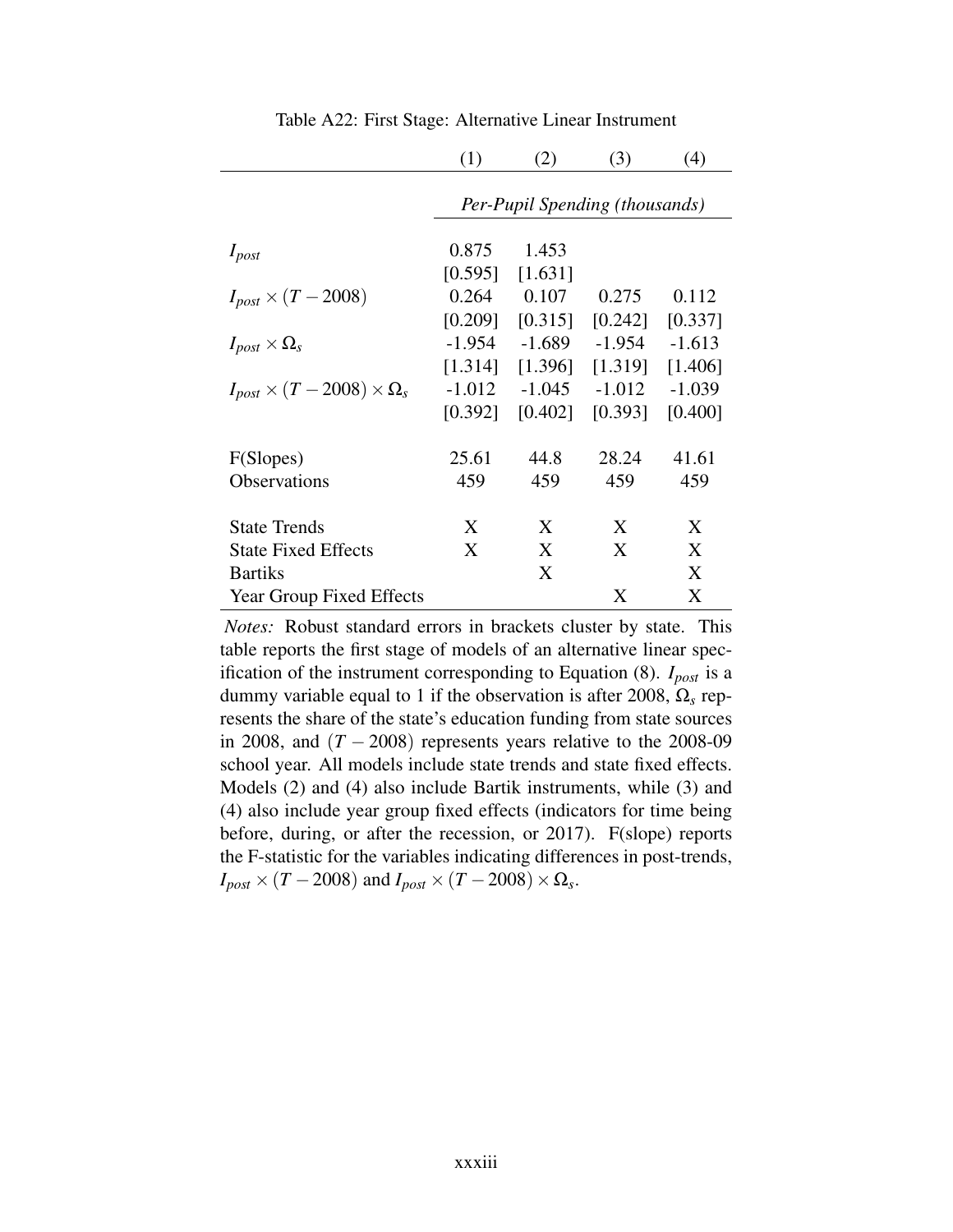Table A22: First Stage: Alternative Linear Instrument

| | (1) | (2) | (3) | (4) |
|---|---|---|---|---|
| | *Per-Pupil Spending (thousands)* | | | |
| $I_{post}$ | 0.875 | 1.453 | | |
| | [0.595] | [1.631] | | |
| $I_{post} \times (T - 2008)$ | 0.264 | 0.107 | 0.275 | 0.112 |
| | [0.209] | [0.315] | [0.242] | [0.337] |
| $I_{post} \times \Omega_s$ | -1.954 | -1.689 | -1.954 | -1.613 |
| | [1.314] | [1.396] | [1.319] | [1.406] |
| $I_{post} \times (T - 2008) \times \Omega_s$ | -1.012 | -1.045 | -1.012 | -1.039 |
| | [0.392] | [0.402] | [0.393] | [0.400] |
| F(Slopes) | 25.61 | 44.8 | 28.24 | 41.61 |
| Observations | 459 | 459 | 459 | 459 |
| State Trends | X | X | X | X |
| State Fixed Effects | X | X | X | X |
| Bartiks | | X | | X |
| Year Group Fixed Effects | | | X | X |

*Notes:* Robust standard errors in brackets cluster by state. This table reports the first stage of models of an alternative linear specification of the instrument corresponding to Equation (8). $I_{post}$ is a dummy variable equal to 1 if the observation is after 2008, $\Omega_s$ represents the share of the state's education funding from state sources in 2008, and $(T - 2008)$ represents years relative to the 2008-09 school year. All models include state trends and state fixed effects. Models (2) and (4) also include Bartik instruments, while (3) and (4) also include year group fixed effects (indicators for time being before, during, or after the recession, or 2017). F(slope) reports the F-statistic for the variables indicating differences in post-trends, $I_{post} \times (T - 2008)$ and $I_{post} \times (T - 2008) \times \Omega_s$.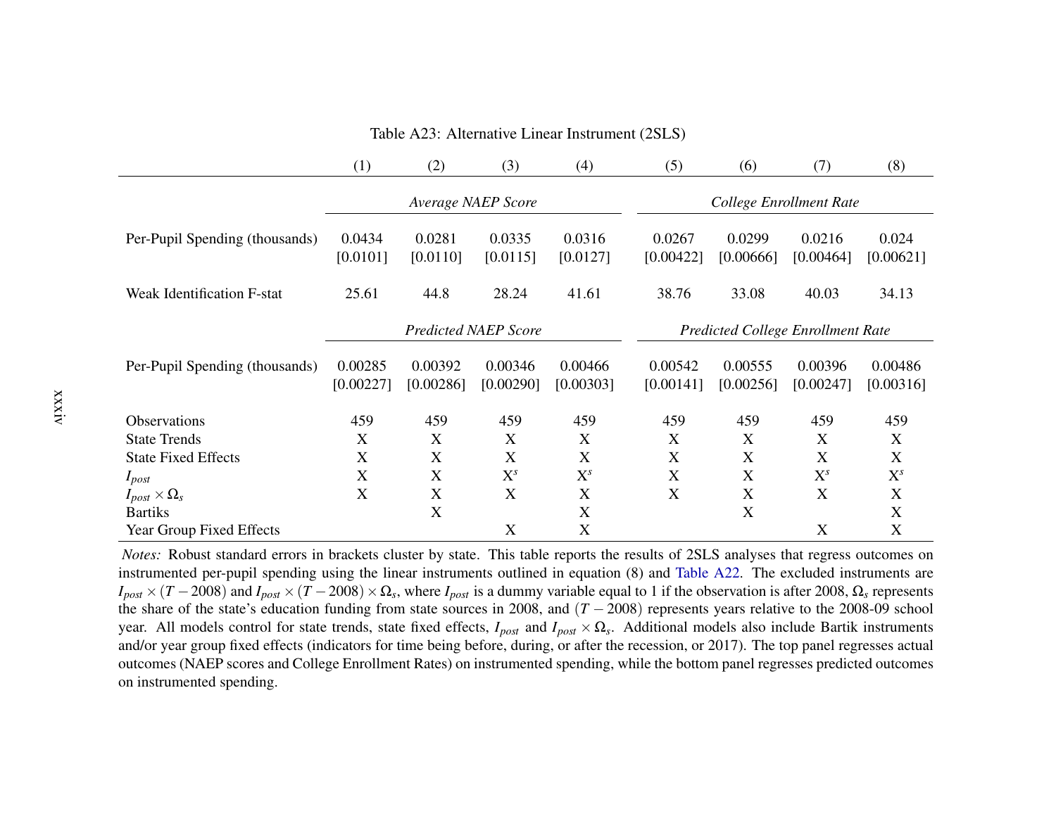Table A23: Alternative Linear Instrument (2SLS)

| | (1) | (2) | (3) | (4) | (5) | (6) | (7) | (8) |
|---|---|---|---|---|---|---|---|---|
| | *Average NAEP Score* | | | | *College Enrollment Rate* | | | |
| Per-Pupil Spending (thousands) | 0.0434 | 0.0281 | 0.0335 | 0.0316 | 0.0267 | 0.0299 | 0.0216 | 0.024 |
| | [0.0101] | [0.0110] | [0.0115] | [0.0127] | [0.00422] | [0.00666] | [0.00464] | [0.00621] |
| Weak Identification F-stat | 25.61 | 44.8 | 28.24 | 41.61 | 38.76 | 33.08 | 40.03 | 34.13 |
| | *Predicted NAEP Score* | | | | *Predicted College Enrollment Rate* | | | |
| Per-Pupil Spending (thousands) | 0.00285 | 0.00392 | 0.00346 | 0.00466 | 0.00542 | 0.00555 | 0.00396 | 0.00486 |
| | [0.00227] | [0.00286] | [0.00290] | [0.00303] | [0.00141] | [0.00256] | [0.00247] | [0.00316] |
| Observations | 459 | 459 | 459 | 459 | 459 | 459 | 459 | 459 |
| State Trends | X | X | X | X | X | X | X | X |
| State Fixed Effects | X | X | X | X | X | X | X | X |
| $I_{post}$ | X | X | $X^s$ | $X^s$ | X | X | $X^s$ | $X^s$ |
| $I_{post} \times \Omega_s$ | X | X | X | X | X | X | X | X |
| Bartiks | | X | | X | | X | | X |
| Year Group Fixed Effects | | | X | X | | | X | X |

*Notes:* Robust standard errors in brackets cluster by state. This table reports the results of 2SLS analyses that regress outcomes on instrumented per-pupil spending using the linear instruments outlined in equation (8) and Table A22. The excluded instruments are $I_{post} \times (T - 2008)$ and $I_{post} \times (T - 2008) \times \Omega_s$, where $I_{post}$ is a dummy variable equal to 1 if the observation is after 2008, $\Omega_s$ represents the share of the state's education funding from state sources in 2008, and $(T - 2008)$ represents years relative to the 2008-09 school year. All models control for state trends, state fixed effects, $I_{post}$ and $I_{post} \times \Omega_s$. Additional models also include Bartik instruments and/or year group fixed effects (indicators for time being before, during, or after the recession, or 2017). The top panel regresses actual outcomes (NAEP scores and College Enrollment Rates) on instrumented spending, while the bottom panel regresses predicted outcomes on instrumented spending.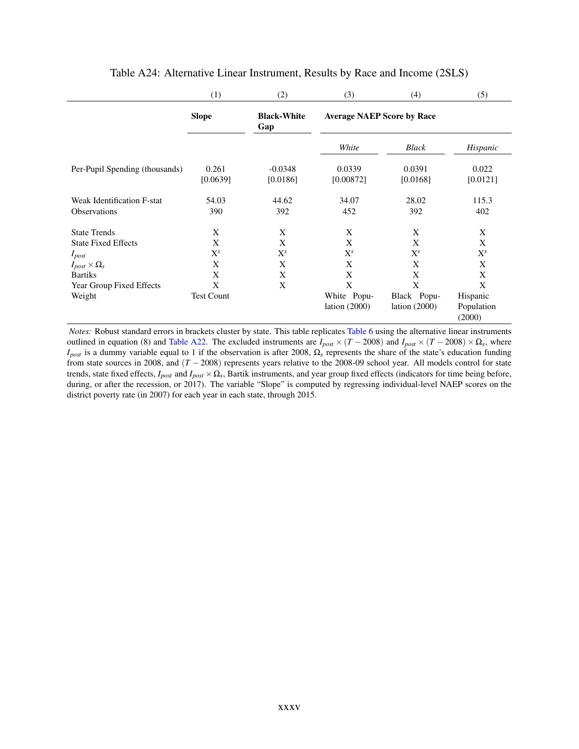Table A24: Alternative Linear Instrument, Results by Race and Income (2SLS)

| | (1) | (2) | (3) | (4) | (5) |
|---|---|---|---|---|---|
| | **Slope** | **Black-White Gap** | **Average NAEP Score by Race** | | |
| | | | *White* | *Black* | *Hispanic* |
| Per-Pupil Spending (thousands) | 0.261 | -0.0348 | 0.0339 | 0.0391 | 0.022 |
| | [0.0639] | [0.0186] | [0.00872] | [0.0168] | [0.0121] |
| Weak Identification F-stat | 54.03 | 44.62 | 34.07 | 28.02 | 115.3 |
| Observations | 390 | 392 | 452 | 392 | 402 |
| State Trends | X | X | X | X | X |
| State Fixed Effects | X | X | X | X | X |
| $I_{post}$ | $X^s$ | $X^s$ | $X^s$ | $X^s$ | $X^s$ |
| $I_{post} \times \Omega_s$ | X | X | X | X | X |
| Bartiks | X | X | X | X | X |
| Year Group Fixed Effects | X | X | X | X | X |
| Weight | Test Count | | White Population (2000) | Black Population (2000) | Hispanic Population (2000) |

*Notes:* Robust standard errors in brackets cluster by state. This table replicates Table 6 using the alternative linear instruments outlined in equation (8) and Table A22. The excluded instruments are $I_{post} \times (T - 2008)$ and $I_{post} \times (T - 2008) \times \Omega_s$, where $I_{post}$ is a dummy variable equal to 1 if the observation is after 2008, $\Omega_s$ represents the share of the state's education funding from state sources in 2008, and $(T - 2008)$ represents years relative to the 2008-09 school year. All models control for state trends, state fixed effects, $I_{post}$ and $I_{post} \times \Omega_s$, Bartik instruments, and year group fixed effects (indicators for time being before, during, or after the recession, or 2017). The variable "Slope" is computed by regressing individual-level NAEP scores on the district poverty rate (in 2007) for each year in each state, through 2015.